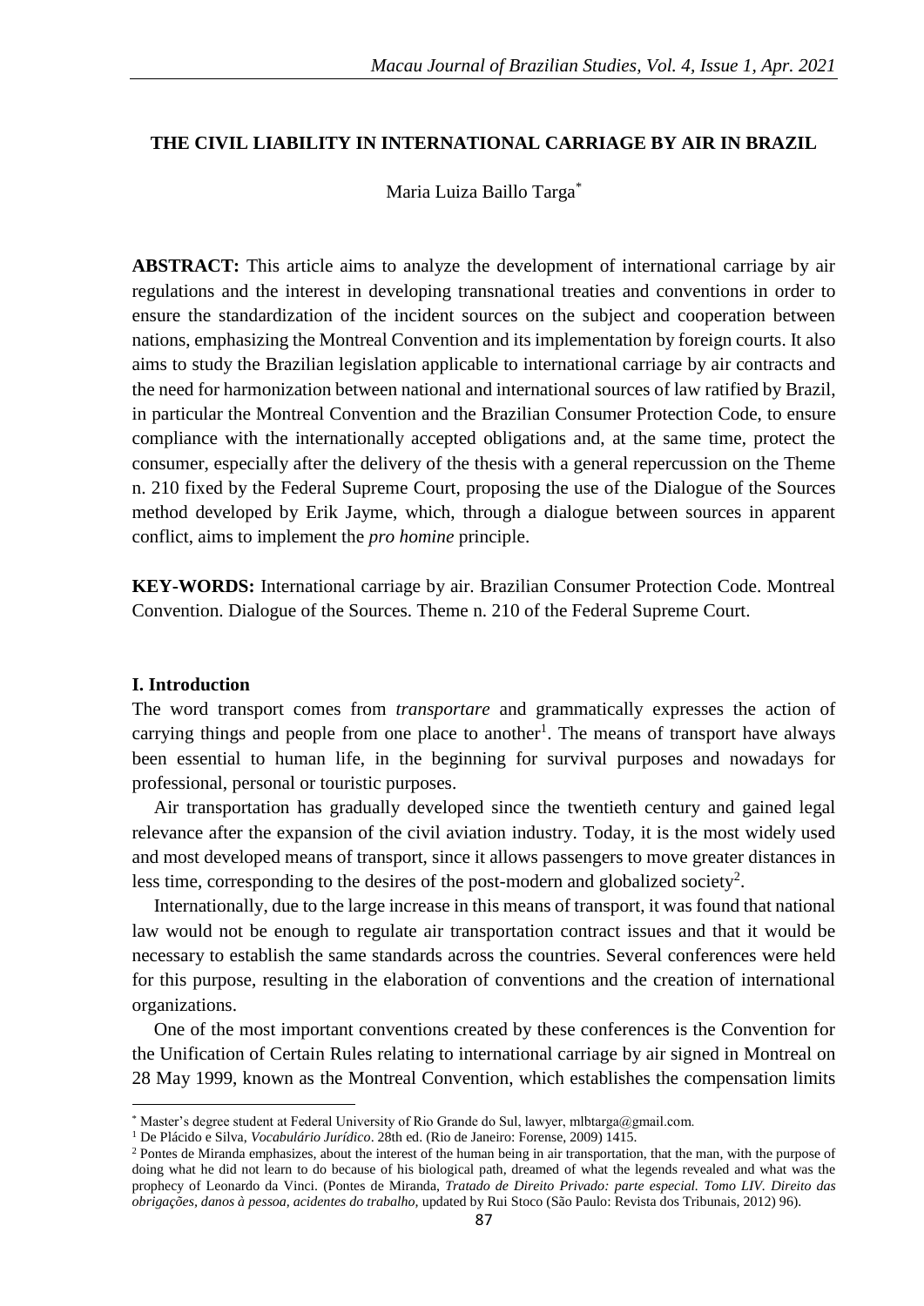# THE CIVIL LIABILITY IN INTERNATIONAL CARRIAGE BY AIR IN BRAZIL

Maria Luiza Baillo Targa[*]

**ABSTRACT:** This article aims to analyze the development of international carriage by air regulations and the interest in developing transnational treaties and conventions in order to ensure the standardization of the incident sources on the subject and cooperation between nations, emphasizing the Montreal Convention and its implementation by foreign courts. It also aims to study the Brazilian legislation applicable to international carriage by air contracts and the need for harmonization between national and international sources of law ratified by Brazil, in particular the Montreal Convention and the Brazilian Consumer Protection Code, to ensure compliance with the internationally accepted obligations and, at the same time, protect the consumer, especially after the delivery of the thesis with a general repercussion on the Theme n. 210 fixed by the Federal Supreme Court, proposing the use of the Dialogue of the Sources method developed by Erik Jayme, which, through a dialogue between sources in apparent conflict, aims to implement the *pro homine* principle.

**KEY-WORDS:** International carriage by air. Brazilian Consumer Protection Code. Montreal Convention. Dialogue of the Sources. Theme n. 210 of the Federal Supreme Court.

## I. Introduction

The word transport comes from *transportare* and grammatically expresses the action of carrying things and people from one place to another[1]. The means of transport have always been essential to human life, in the beginning for survival purposes and nowadays for professional, personal or touristic purposes.

Air transportation has gradually developed since the twentieth century and gained legal relevance after the expansion of the civil aviation industry. Today, it is the most widely used and most developed means of transport, since it allows passengers to move greater distances in less time, corresponding to the desires of the post-modern and globalized society[2].

Internationally, due to the large increase in this means of transport, it was found that national law would not be enough to regulate air transportation contract issues and that it would be necessary to establish the same standards across the countries. Several conferences were held for this purpose, resulting in the elaboration of conventions and the creation of international organizations.

One of the most important conventions created by these conferences is the Convention for the Unification of Certain Rules relating to international carriage by air signed in Montreal on 28 May 1999, known as the Montreal Convention, which establishes the compensation limits

---

[*] Master's degree student at Federal University of Rio Grande do Sul, lawyer, mlbtarga@gmail.com.

[1] De Plácido e Silva, *Vocabulário Jurídico*. 28th ed. (Rio de Janeiro: Forense, 2009) 1415.

[2] Pontes de Miranda emphasizes, about the interest of the human being in air transportation, that the man, with the purpose of doing what he did not learn to do because of his biological path, dreamed of what the legends revealed and what was the prophecy of Leonardo da Vinci. (Pontes de Miranda, *Tratado de Direito Privado: parte especial. Tomo LIV. Direito das obrigações, danos à pessoa, acidentes do trabalho,* updated by Rui Stoco (São Paulo: Revista dos Tribunais, 2012) 96).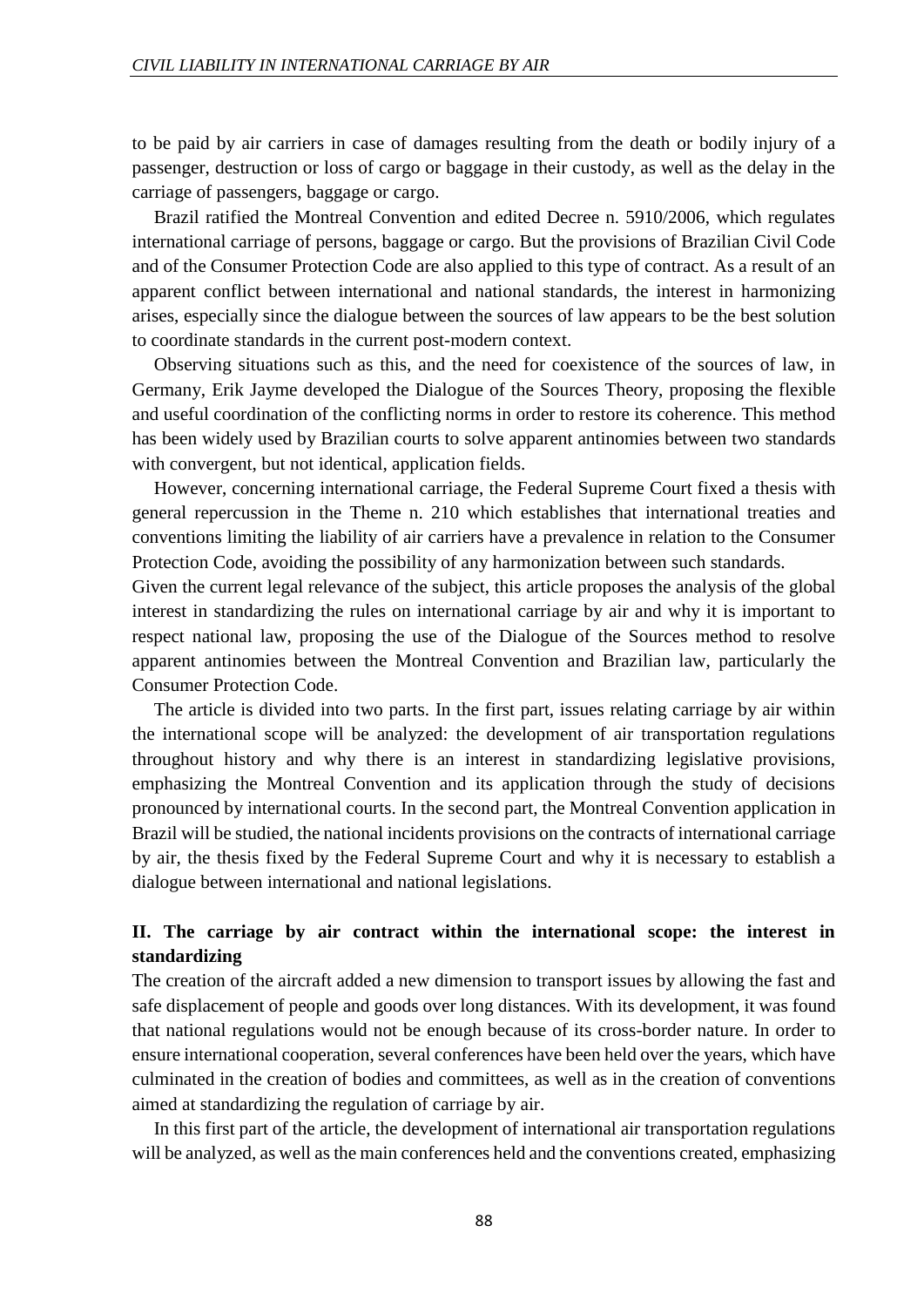to be paid by air carriers in case of damages resulting from the death or bodily injury of a passenger, destruction or loss of cargo or baggage in their custody, as well as the delay in the carriage of passengers, baggage or cargo.

Brazil ratified the Montreal Convention and edited Decree n. 5910/2006, which regulates international carriage of persons, baggage or cargo. But the provisions of Brazilian Civil Code and of the Consumer Protection Code are also applied to this type of contract. As a result of an apparent conflict between international and national standards, the interest in harmonizing arises, especially since the dialogue between the sources of law appears to be the best solution to coordinate standards in the current post-modern context.

Observing situations such as this, and the need for coexistence of the sources of law, in Germany, Erik Jayme developed the Dialogue of the Sources Theory, proposing the flexible and useful coordination of the conflicting norms in order to restore its coherence. This method has been widely used by Brazilian courts to solve apparent antinomies between two standards with convergent, but not identical, application fields.

However, concerning international carriage, the Federal Supreme Court fixed a thesis with general repercussion in the Theme n. 210 which establishes that international treaties and conventions limiting the liability of air carriers have a prevalence in relation to the Consumer Protection Code, avoiding the possibility of any harmonization between such standards.

Given the current legal relevance of the subject, this article proposes the analysis of the global interest in standardizing the rules on international carriage by air and why it is important to respect national law, proposing the use of the Dialogue of the Sources method to resolve apparent antinomies between the Montreal Convention and Brazilian law, particularly the Consumer Protection Code.

The article is divided into two parts. In the first part, issues relating carriage by air within the international scope will be analyzed: the development of air transportation regulations throughout history and why there is an interest in standardizing legislative provisions, emphasizing the Montreal Convention and its application through the study of decisions pronounced by international courts. In the second part, the Montreal Convention application in Brazil will be studied, the national incidents provisions on the contracts of international carriage by air, the thesis fixed by the Federal Supreme Court and why it is necessary to establish a dialogue between international and national legislations.

## II. The carriage by air contract within the international scope: the interest in standardizing

The creation of the aircraft added a new dimension to transport issues by allowing the fast and safe displacement of people and goods over long distances. With its development, it was found that national regulations would not be enough because of its cross-border nature. In order to ensure international cooperation, several conferences have been held over the years, which have culminated in the creation of bodies and committees, as well as in the creation of conventions aimed at standardizing the regulation of carriage by air.

In this first part of the article, the development of international air transportation regulations will be analyzed, as well as the main conferences held and the conventions created, emphasizing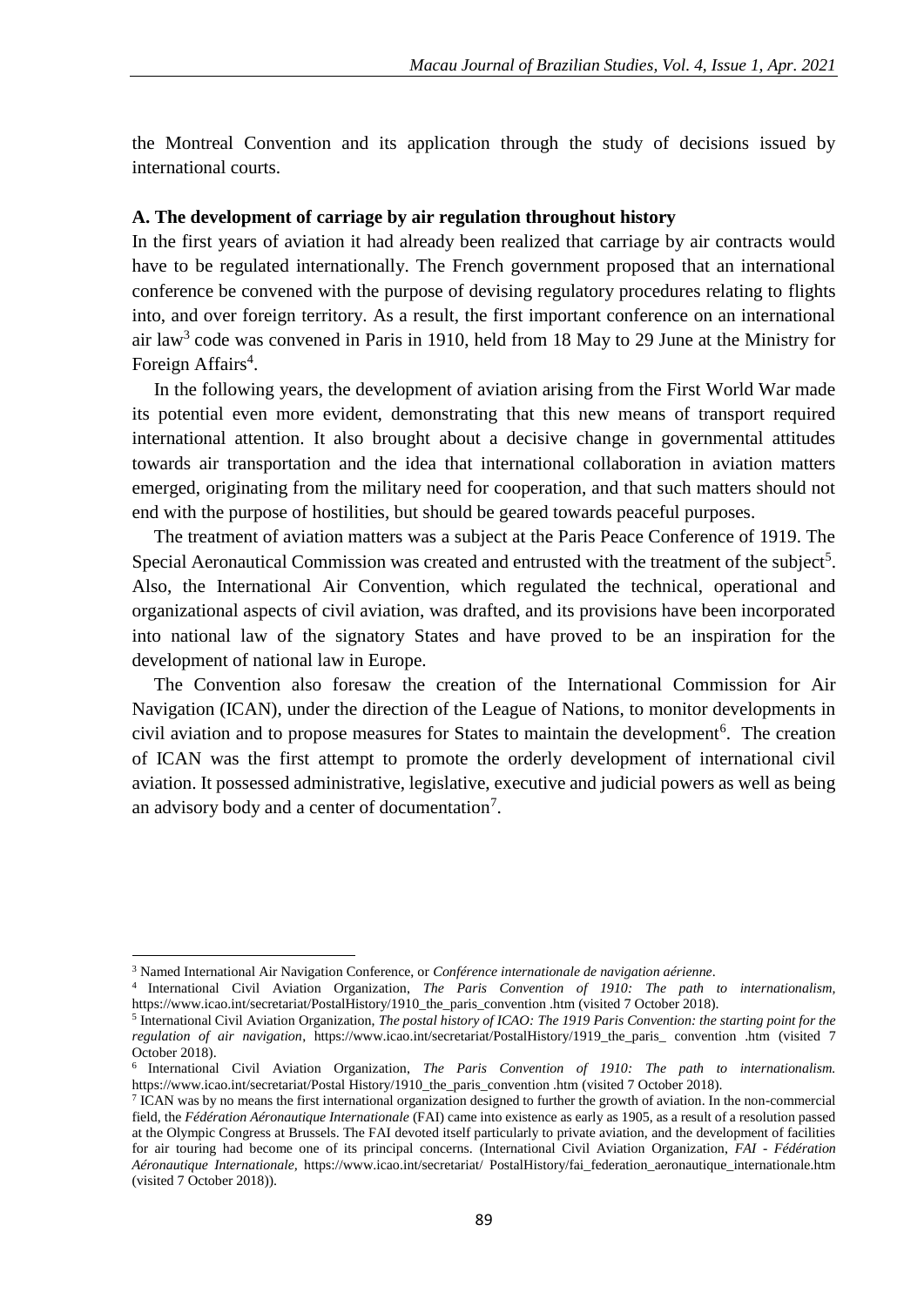the Montreal Convention and its application through the study of decisions issued by international courts.

**A. The development of carriage by air regulation throughout history**

In the first years of aviation it had already been realized that carriage by air contracts would have to be regulated internationally. The French government proposed that an international conference be convened with the purpose of devising regulatory procedures relating to flights into, and over foreign territory. As a result, the first important conference on an international air law[3] code was convened in Paris in 1910, held from 18 May to 29 June at the Ministry for Foreign Affairs[4].

In the following years, the development of aviation arising from the First World War made its potential even more evident, demonstrating that this new means of transport required international attention. It also brought about a decisive change in governmental attitudes towards air transportation and the idea that international collaboration in aviation matters emerged, originating from the military need for cooperation, and that such matters should not end with the purpose of hostilities, but should be geared towards peaceful purposes.

The treatment of aviation matters was a subject at the Paris Peace Conference of 1919. The Special Aeronautical Commission was created and entrusted with the treatment of the subject[5]. Also, the International Air Convention, which regulated the technical, operational and organizational aspects of civil aviation, was drafted, and its provisions have been incorporated into national law of the signatory States and have proved to be an inspiration for the development of national law in Europe.

The Convention also foresaw the creation of the International Commission for Air Navigation (ICAN), under the direction of the League of Nations, to monitor developments in civil aviation and to propose measures for States to maintain the development[6]. The creation of ICAN was the first attempt to promote the orderly development of international civil aviation. It possessed administrative, legislative, executive and judicial powers as well as being an advisory body and a center of documentation[7].

---

[3] Named International Air Navigation Conference, or *Conférence internationale de navigation aérienne*.

[4] International Civil Aviation Organization, *The Paris Convention of 1910: The path to internationalism*, https://www.icao.int/secretariat/PostalHistory/1910_the_paris_convention .htm (visited 7 October 2018).

[5] International Civil Aviation Organization, *The postal history of ICAO: The 1919 Paris Convention: the starting point for the regulation of air navigation*, https://www.icao.int/secretariat/PostalHistory/1919_the_paris_ convention .htm (visited 7 October 2018).

[6] International Civil Aviation Organization, *The Paris Convention of 1910: The path to internationalism.* https://www.icao.int/secretariat/Postal History/1910_the_paris_convention .htm (visited 7 October 2018).

[7] ICAN was by no means the first international organization designed to further the growth of aviation. In the non-commercial field, the *Fédération Aéronautique Internationale* (FAI) came into existence as early as 1905, as a result of a resolution passed at the Olympic Congress at Brussels. The FAI devoted itself particularly to private aviation, and the development of facilities for air touring had become one of its principal concerns. (International Civil Aviation Organization, *FAI - Fédération Aéronautique Internationale*, https://www.icao.int/secretariat/ PostalHistory/fai_federation_aeronautique_internationale.htm (visited 7 October 2018)).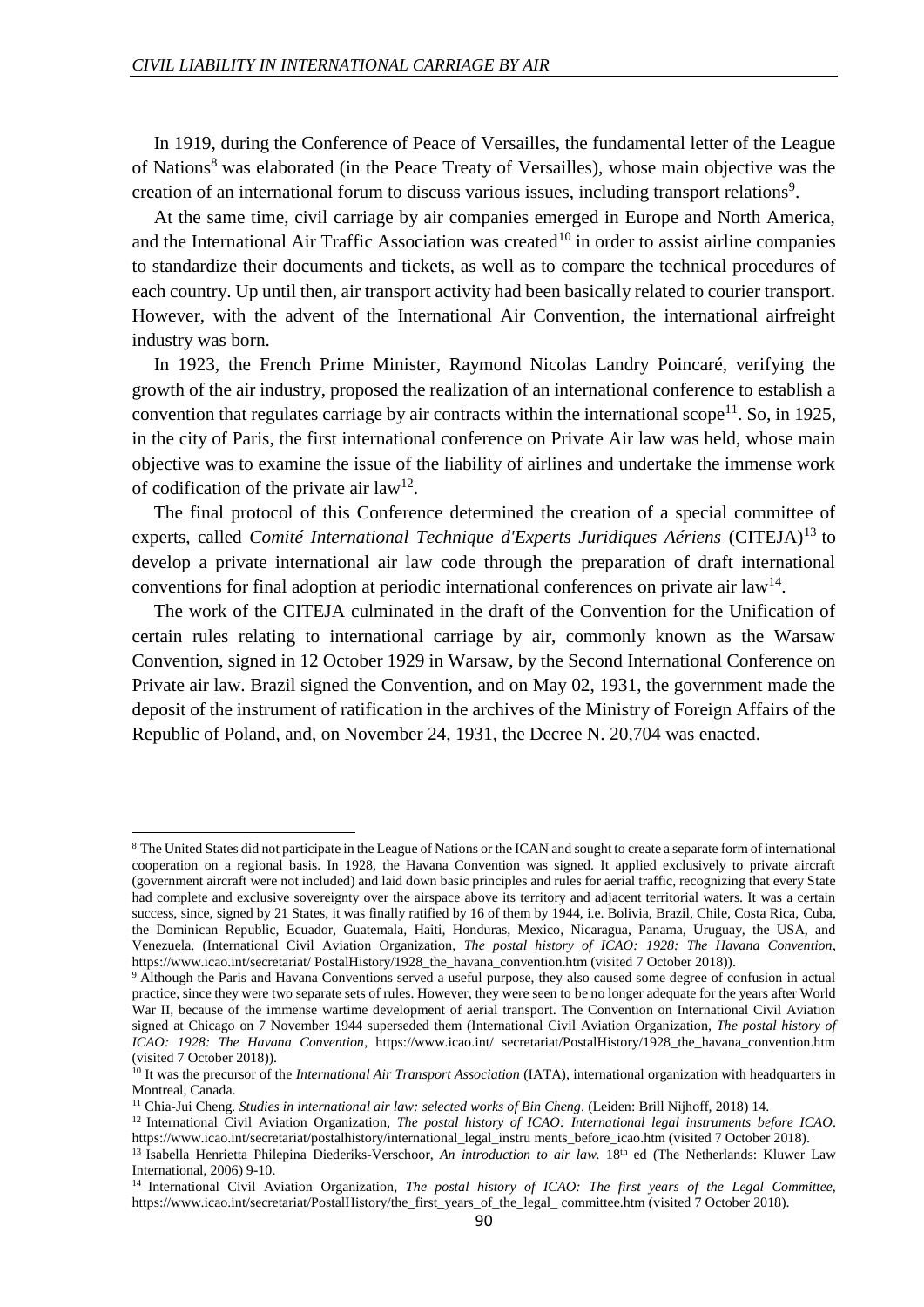In 1919, during the Conference of Peace of Versailles, the fundamental letter of the League of Nations[8] was elaborated (in the Peace Treaty of Versailles), whose main objective was the creation of an international forum to discuss various issues, including transport relations[9].

At the same time, civil carriage by air companies emerged in Europe and North America, and the International Air Traffic Association was created[10] in order to assist airline companies to standardize their documents and tickets, as well as to compare the technical procedures of each country. Up until then, air transport activity had been basically related to courier transport. However, with the advent of the International Air Convention, the international airfreight industry was born.

In 1923, the French Prime Minister, Raymond Nicolas Landry Poincaré, verifying the growth of the air industry, proposed the realization of an international conference to establish a convention that regulates carriage by air contracts within the international scope[11]. So, in 1925, in the city of Paris, the first international conference on Private Air law was held, whose main objective was to examine the issue of the liability of airlines and undertake the immense work of codification of the private air law[12].

The final protocol of this Conference determined the creation of a special committee of experts, called *Comité International Technique d'Experts Juridiques Aériens* (CITEJA)[13] to develop a private international air law code through the preparation of draft international conventions for final adoption at periodic international conferences on private air law[14].

The work of the CITEJA culminated in the draft of the Convention for the Unification of certain rules relating to international carriage by air, commonly known as the Warsaw Convention, signed in 12 October 1929 in Warsaw, by the Second International Conference on Private air law. Brazil signed the Convention, and on May 02, 1931, the government made the deposit of the instrument of ratification in the archives of the Ministry of Foreign Affairs of the Republic of Poland, and, on November 24, 1931, the Decree N. 20,704 was enacted.

---

[8] The United States did not participate in the League of Nations or the ICAN and sought to create a separate form of international cooperation on a regional basis. In 1928, the Havana Convention was signed. It applied exclusively to private aircraft (government aircraft were not included) and laid down basic principles and rules for aerial traffic, recognizing that every State had complete and exclusive sovereignty over the airspace above its territory and adjacent territorial waters. It was a certain success, since, signed by 21 States, it was finally ratified by 16 of them by 1944, i.e. Bolivia, Brazil, Chile, Costa Rica, Cuba, the Dominican Republic, Ecuador, Guatemala, Haiti, Honduras, Mexico, Nicaragua, Panama, Uruguay, the USA, and Venezuela. (International Civil Aviation Organization, *The postal history of ICAO: 1928: The Havana Convention*, https://www.icao.int/secretariat/ PostalHistory/1928_the_havana_convention.htm (visited 7 October 2018)).

[9] Although the Paris and Havana Conventions served a useful purpose, they also caused some degree of confusion in actual practice, since they were two separate sets of rules. However, they were seen to be no longer adequate for the years after World War II, because of the immense wartime development of aerial transport. The Convention on International Civil Aviation signed at Chicago on 7 November 1944 superseded them (International Civil Aviation Organization, *The postal history of ICAO: 1928: The Havana Convention*, https://www.icao.int/ secretariat/PostalHistory/1928_the_havana_convention.htm (visited 7 October 2018)).

[10] It was the precursor of the *International Air Transport Association* (IATA), international organization with headquarters in Montreal, Canada.

[11] Chia-Jui Cheng. *Studies in international air law: selected works of Bin Cheng*. (Leiden: Brill Nijhoff, 2018) 14.

[12] International Civil Aviation Organization, *The postal history of ICAO: International legal instruments before ICAO*. https://www.icao.int/secretariat/postalhistory/international_legal_instru ments_before_icao.htm (visited 7 October 2018).

[13] Isabella Henrietta Philepina Diederiks-Verschoor, *An introduction to air law.* 18th ed (The Netherlands: Kluwer Law International, 2006) 9-10.

[14] International Civil Aviation Organization, *The postal history of ICAO: The first years of the Legal Committee*, https://www.icao.int/secretariat/PostalHistory/the_first_years_of_the_legal_ committee.htm (visited 7 October 2018).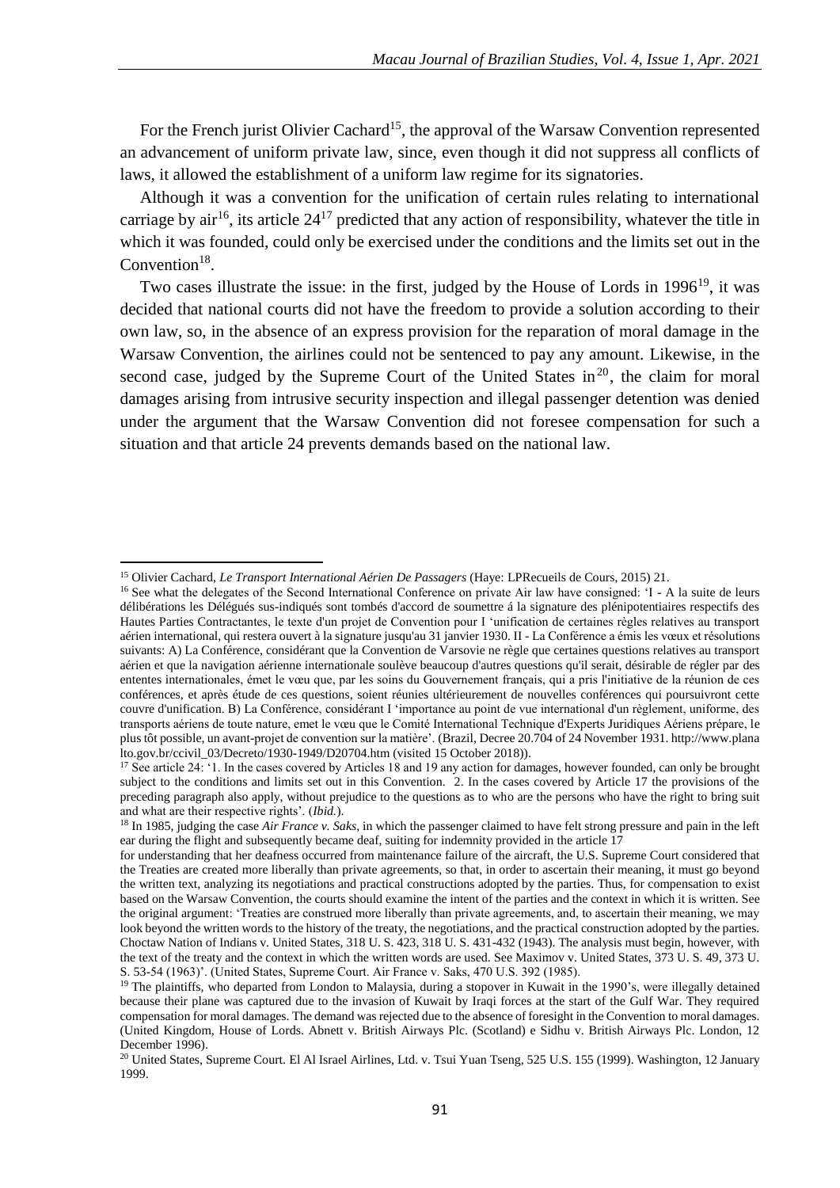For the French jurist Olivier Cachard[15], the approval of the Warsaw Convention represented an advancement of uniform private law, since, even though it did not suppress all conflicts of laws, it allowed the establishment of a uniform law regime for its signatories.

Although it was a convention for the unification of certain rules relating to international carriage by air[16], its article 24[17] predicted that any action of responsibility, whatever the title in which it was founded, could only be exercised under the conditions and the limits set out in the Convention[18].

Two cases illustrate the issue: in the first, judged by the House of Lords in 1996[19], it was decided that national courts did not have the freedom to provide a solution according to their own law, so, in the absence of an express provision for the reparation of moral damage in the Warsaw Convention, the airlines could not be sentenced to pay any amount. Likewise, in the second case, judged by the Supreme Court of the United States in[20], the claim for moral damages arising from intrusive security inspection and illegal passenger detention was denied under the argument that the Warsaw Convention did not foresee compensation for such a situation and that article 24 prevents demands based on the national law.

---

[15] Olivier Cachard, *Le Transport International Aérien De Passagers* (Haye: LPRecueils de Cours, 2015) 21.

[16] See what the delegates of the Second International Conference on private Air law have consigned: 'I - A la suite de leurs délibérations les Délégués sus-indiqués sont tombés d'accord de soumettre á la signature des plénipotentiaires respectifs des Hautes Parties Contractantes, le texte d'un projet de Convention pour I 'unification de certaines règles relatives au transport aérien international, qui restera ouvert à la signature jusqu'au 31 janvier 1930. II - La Conférence a émis les vœux et résolutions suivants: A) La Conférence, considérant que la Convention de Varsovie ne règle que certaines questions relatives au transport aérien et que la navigation aérienne internationale soulève beaucoup d'autres questions qu'il serait, désirable de régler par des ententes internationales, émet le vœu que, par les soins du Gouvernement français, qui a pris l'initiative de la réunion de ces conférences, et après étude de ces questions, soient réunies ultérieurement de nouvelles conférences qui poursuivront cette couvre d'unification. B) La Conférence, considérant I 'importance au point de vue international d'un règlement, uniforme, des transports aériens de toute nature, emet le vœu que le Comité International Technique d'Experts Juridiques Aériens prépare, le plus tôt possible, un avant-projet de convention sur la matière'. (Brazil, Decree 20.704 of 24 November 1931. http://www.planalto.gov.br/ccivil_03/Decreto/1930-1949/D20704.htm (visited 15 October 2018)).

[17] See article 24: '1. In the cases covered by Articles 18 and 19 any action for damages, however founded, can only be brought subject to the conditions and limits set out in this Convention. 2. In the cases covered by Article 17 the provisions of the preceding paragraph also apply, without prejudice to the questions as to who are the persons who have the right to bring suit and what are their respective rights'. (*Ibid.*).

[18] In 1985, judging the case *Air France v. Saks*, in which the passenger claimed to have felt strong pressure and pain in the left ear during the flight and subsequently became deaf, suiting for indemnity provided in the article 17 for understanding that her deafness occurred from maintenance failure of the aircraft, the U.S. Supreme Court considered that the Treaties are created more liberally than private agreements, so that, in order to ascertain their meaning, it must go beyond the written text, analyzing its negotiations and practical constructions adopted by the parties. Thus, for compensation to exist based on the Warsaw Convention, the courts should examine the intent of the parties and the context in which it is written. See the original argument: 'Treaties are construed more liberally than private agreements, and, to ascertain their meaning, we may look beyond the written words to the history of the treaty, the negotiations, and the practical construction adopted by the parties. Choctaw Nation of Indians v. United States, 318 U. S. 423, 318 U. S. 431-432 (1943). The analysis must begin, however, with the text of the treaty and the context in which the written words are used. See Maximov v. United States, 373 U. S. 49, 373 U. S. 53-54 (1963)'. (United States, Supreme Court. Air France v. Saks, 470 U.S. 392 (1985).

[19] The plaintiffs, who departed from London to Malaysia, during a stopover in Kuwait in the 1990's, were illegally detained because their plane was captured due to the invasion of Kuwait by Iraqi forces at the start of the Gulf War. They required compensation for moral damages. The demand was rejected due to the absence of foresight in the Convention to moral damages. (United Kingdom, House of Lords. Abnett v. British Airways Plc. (Scotland) e Sidhu v. British Airways Plc. London, 12 December 1996).

[20] United States, Supreme Court. El Al Israel Airlines, Ltd. v. Tsui Yuan Tseng, 525 U.S. 155 (1999). Washington, 12 January 1999.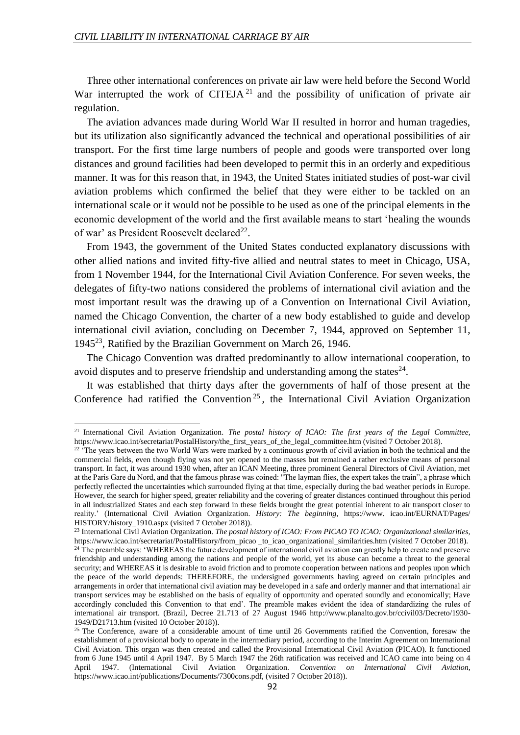Three other international conferences on private air law were held before the Second World War interrupted the work of CITEJA [21] and the possibility of unification of private air regulation.

The aviation advances made during World War II resulted in horror and human tragedies, but its utilization also significantly advanced the technical and operational possibilities of air transport. For the first time large numbers of people and goods were transported over long distances and ground facilities had been developed to permit this in an orderly and expeditious manner. It was for this reason that, in 1943, the United States initiated studies of post-war civil aviation problems which confirmed the belief that they were either to be tackled on an international scale or it would not be possible to be used as one of the principal elements in the economic development of the world and the first available means to start 'healing the wounds of war' as President Roosevelt declared[22].

From 1943, the government of the United States conducted explanatory discussions with other allied nations and invited fifty-five allied and neutral states to meet in Chicago, USA, from 1 November 1944, for the International Civil Aviation Conference. For seven weeks, the delegates of fifty-two nations considered the problems of international civil aviation and the most important result was the drawing up of a Convention on International Civil Aviation, named the Chicago Convention, the charter of a new body established to guide and develop international civil aviation, concluding on December 7, 1944, approved on September 11, 1945[23], Ratified by the Brazilian Government on March 26, 1946.

The Chicago Convention was drafted predominantly to allow international cooperation, to avoid disputes and to preserve friendship and understanding among the states[24].

It was established that thirty days after the governments of half of those present at the Conference had ratified the Convention [25], the International Civil Aviation Organization

---

[21] International Civil Aviation Organization. *The postal history of ICAO: The first years of the Legal Committee*, https://www.icao.int/secretariat/PostalHistory/the_first_years_of_the_legal_committee.htm (visited 7 October 2018).

[22] 'The years between the two World Wars were marked by a continuous growth of civil aviation in both the technical and the commercial fields, even though flying was not yet opened to the masses but remained a rather exclusive means of personal transport. In fact, it was around 1930 when, after an ICAN Meeting, three prominent General Directors of Civil Aviation, met at the Paris Gare du Nord, and that the famous phrase was coined: "The layman flies, the expert takes the train", a phrase which perfectly reflected the uncertainties which surrounded flying at that time, especially during the bad weather periods in Europe. However, the search for higher speed, greater reliability and the covering of greater distances continued throughout this period in all industrialized States and each step forward in these fields brought the great potential inherent to air transport closer to reality.' (International Civil Aviation Organization. *History: The beginning*, https://www. icao.int/EURNAT/Pages/ HISTORY/history_1910.aspx (visited 7 October 2018)).

[23] International Civil Aviation Organization. *The postal history of ICAO: From PICAO TO ICAO: Organizational similarities*, https://www.icao.int/secretariat/PostalHistory/from_picao _to_icao_organizational_similarities.htm (visited 7 October 2018).

[24] The preamble says: 'WHEREAS the future development of international civil aviation can greatly help to create and preserve friendship and understanding among the nations and people of the world, yet its abuse can become a threat to the general security; and WHEREAS it is desirable to avoid friction and to promote cooperation between nations and peoples upon which the peace of the world depends: THEREFORE, the undersigned governments having agreed on certain principles and arrangements in order that international civil aviation may be developed in a safe and orderly manner and that international air transport services may be established on the basis of equality of opportunity and operated soundly and economically; Have accordingly concluded this Convention to that end'. The preamble makes evident the idea of standardizing the rules of international air transport. (Brazil, Decree 21.713 of 27 August 1946 http://www.planalto.gov.br/ccivil03/Decreto/1930-1949/D21713.htm (visited 10 October 2018)).

[25] The Conference, aware of a considerable amount of time until 26 Governments ratified the Convention, foresaw the establishment of a provisional body to operate in the intermediary period, according to the Interim Agreement on International Civil Aviation. This organ was then created and called the Provisional International Civil Aviation (PICAO). It functioned from 6 June 1945 until 4 April 1947. By 5 March 1947 the 26th ratification was received and ICAO came into being on 4 April 1947. (International Civil Aviation Organization. *Convention on International Civil Aviation*, https://www.icao.int/publications/Documents/7300cons.pdf, (visited 7 October 2018)).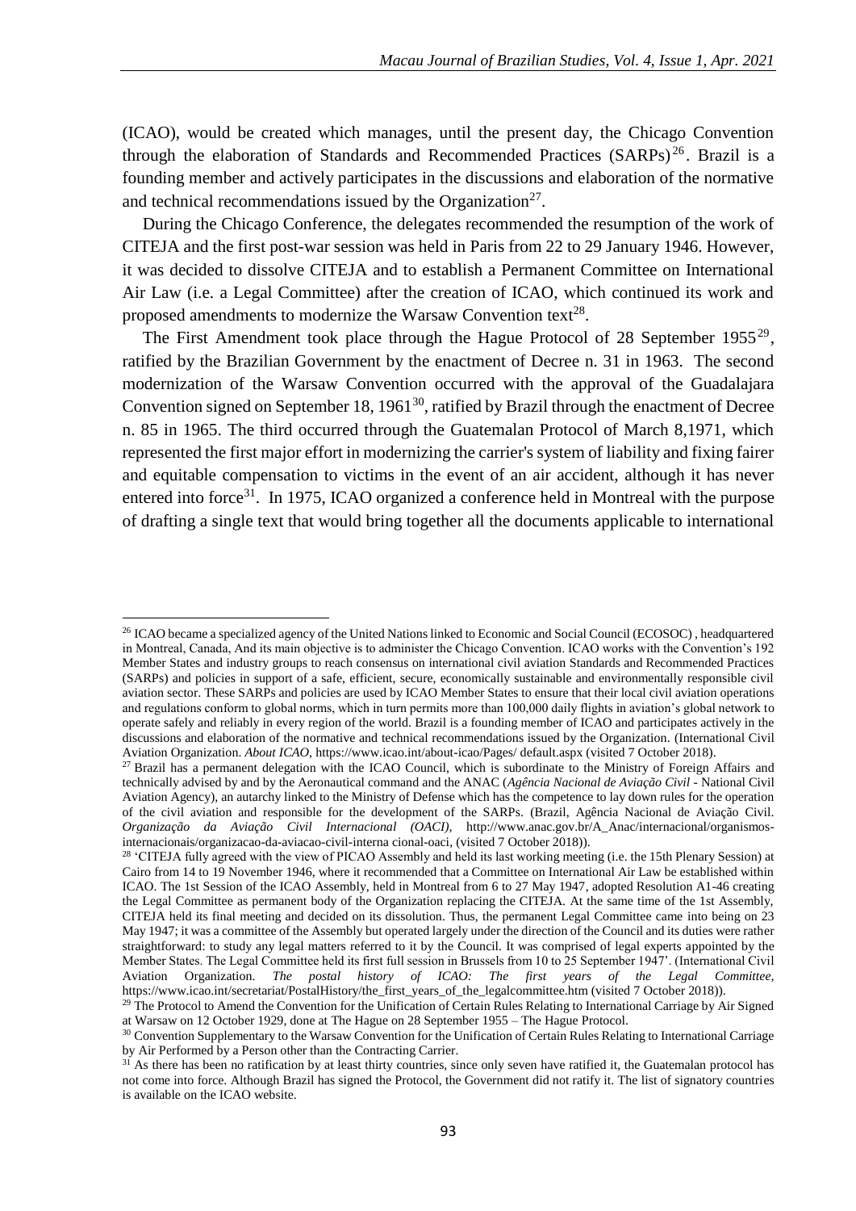(ICAO), would be created which manages, until the present day, the Chicago Convention through the elaboration of Standards and Recommended Practices (SARPs)[26]. Brazil is a founding member and actively participates in the discussions and elaboration of the normative and technical recommendations issued by the Organization[27].

During the Chicago Conference, the delegates recommended the resumption of the work of CITEJA and the first post-war session was held in Paris from 22 to 29 January 1946. However, it was decided to dissolve CITEJA and to establish a Permanent Committee on International Air Law (i.e. a Legal Committee) after the creation of ICAO, which continued its work and proposed amendments to modernize the Warsaw Convention text[28].

The First Amendment took place through the Hague Protocol of 28 September 1955[29], ratified by the Brazilian Government by the enactment of Decree n. 31 in 1963. The second modernization of the Warsaw Convention occurred with the approval of the Guadalajara Convention signed on September 18, 1961[30], ratified by Brazil through the enactment of Decree n. 85 in 1965. The third occurred through the Guatemalan Protocol of March 8,1971, which represented the first major effort in modernizing the carrier's system of liability and fixing fairer and equitable compensation to victims in the event of an air accident, although it has never entered into force[31]. In 1975, ICAO organized a conference held in Montreal with the purpose of drafting a single text that would bring together all the documents applicable to international

---

[26] ICAO became a specialized agency of the United Nations linked to Economic and Social Council (ECOSOC) , headquartered in Montreal, Canada, And its main objective is to administer the Chicago Convention. ICAO works with the Convention's 192 Member States and industry groups to reach consensus on international civil aviation Standards and Recommended Practices (SARPs) and policies in support of a safe, efficient, secure, economically sustainable and environmentally responsible civil aviation sector. These SARPs and policies are used by ICAO Member States to ensure that their local civil aviation operations and regulations conform to global norms, which in turn permits more than 100,000 daily flights in aviation's global network to operate safely and reliably in every region of the world. Brazil is a founding member of ICAO and participates actively in the discussions and elaboration of the normative and technical recommendations issued by the Organization. (International Civil Aviation Organization. *About ICAO*, https://www.icao.int/about-icao/Pages/ default.aspx (visited 7 October 2018).

[27] Brazil has a permanent delegation with the ICAO Council, which is subordinate to the Ministry of Foreign Affairs and technically advised by and by the Aeronautical command and the ANAC (*Agência Nacional de Aviação Civil* - National Civil Aviation Agency), an autarchy linked to the Ministry of Defense which has the competence to lay down rules for the operation of the civil aviation and responsible for the development of the SARPs. (Brazil, Agência Nacional de Aviação Civil. *Organização da Aviação Civil Internacional (OACI),* http://www.anac.gov.br/A_Anac/internacional/organismos-internacionais/organizacao-da-aviacao-civil-interna cional-oaci, (visited 7 October 2018)).

[28] 'CITEJA fully agreed with the view of PICAO Assembly and held its last working meeting (i.e. the 15th Plenary Session) at Cairo from 14 to 19 November 1946, where it recommended that a Committee on International Air Law be established within ICAO. The 1st Session of the ICAO Assembly, held in Montreal from 6 to 27 May 1947, adopted Resolution A1-46 creating the Legal Committee as permanent body of the Organization replacing the CITEJA. At the same time of the 1st Assembly, CITEJA held its final meeting and decided on its dissolution. Thus, the permanent Legal Committee came into being on 23 May 1947; it was a committee of the Assembly but operated largely under the direction of the Council and its duties were rather straightforward: to study any legal matters referred to it by the Council. It was comprised of legal experts appointed by the Member States. The Legal Committee held its first full session in Brussels from 10 to 25 September 1947'. (International Civil Aviation Organization. *The postal history of ICAO: The first years of the Legal Committee,* https://www.icao.int/secretariat/PostalHistory/the_first_years_of_the_legalcommittee.htm (visited 7 October 2018)).

[29] The Protocol to Amend the Convention for the Unification of Certain Rules Relating to International Carriage by Air Signed at Warsaw on 12 October 1929, done at The Hague on 28 September 1955 – The Hague Protocol.

[30] Convention Supplementary to the Warsaw Convention for the Unification of Certain Rules Relating to International Carriage by Air Performed by a Person other than the Contracting Carrier.

[31] As there has been no ratification by at least thirty countries, since only seven have ratified it, the Guatemalan protocol has not come into force. Although Brazil has signed the Protocol, the Government did not ratify it. The list of signatory countries is available on the ICAO website.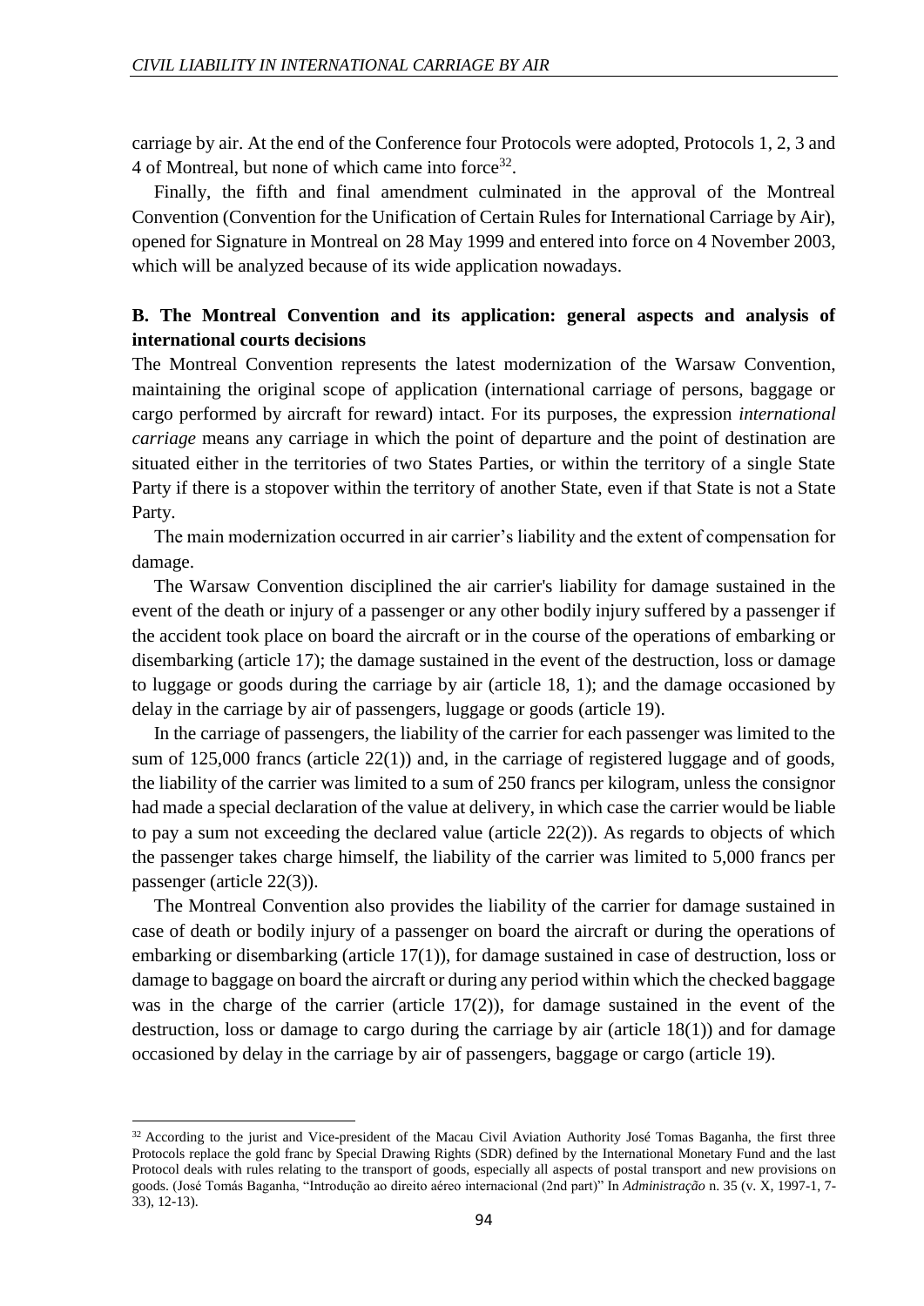carriage by air. At the end of the Conference four Protocols were adopted, Protocols 1, 2, 3 and 4 of Montreal, but none of which came into force[32].

Finally, the fifth and final amendment culminated in the approval of the Montreal Convention (Convention for the Unification of Certain Rules for International Carriage by Air), opened for Signature in Montreal on 28 May 1999 and entered into force on 4 November 2003, which will be analyzed because of its wide application nowadays.

**B. The Montreal Convention and its application: general aspects and analysis of international courts decisions**

The Montreal Convention represents the latest modernization of the Warsaw Convention, maintaining the original scope of application (international carriage of persons, baggage or cargo performed by aircraft for reward) intact. For its purposes, the expression *international carriage* means any carriage in which the point of departure and the point of destination are situated either in the territories of two States Parties, or within the territory of a single State Party if there is a stopover within the territory of another State, even if that State is not a State Party.

The main modernization occurred in air carrier's liability and the extent of compensation for damage.

The Warsaw Convention disciplined the air carrier's liability for damage sustained in the event of the death or injury of a passenger or any other bodily injury suffered by a passenger if the accident took place on board the aircraft or in the course of the operations of embarking or disembarking (article 17); the damage sustained in the event of the destruction, loss or damage to luggage or goods during the carriage by air (article 18, 1); and the damage occasioned by delay in the carriage by air of passengers, luggage or goods (article 19).

In the carriage of passengers, the liability of the carrier for each passenger was limited to the sum of 125,000 francs (article 22(1)) and, in the carriage of registered luggage and of goods, the liability of the carrier was limited to a sum of 250 francs per kilogram, unless the consignor had made a special declaration of the value at delivery, in which case the carrier would be liable to pay a sum not exceeding the declared value (article 22(2)). As regards to objects of which the passenger takes charge himself, the liability of the carrier was limited to 5,000 francs per passenger (article 22(3)).

The Montreal Convention also provides the liability of the carrier for damage sustained in case of death or bodily injury of a passenger on board the aircraft or during the operations of embarking or disembarking (article 17(1)), for damage sustained in case of destruction, loss or damage to baggage on board the aircraft or during any period within which the checked baggage was in the charge of the carrier (article 17(2)), for damage sustained in the event of the destruction, loss or damage to cargo during the carriage by air (article 18(1)) and for damage occasioned by delay in the carriage by air of passengers, baggage or cargo (article 19).

---

[32] According to the jurist and Vice-president of the Macau Civil Aviation Authority José Tomas Baganha, the first three Protocols replace the gold franc by Special Drawing Rights (SDR) defined by the International Monetary Fund and the last Protocol deals with rules relating to the transport of goods, especially all aspects of postal transport and new provisions on goods. (José Tomás Baganha, "Introdução ao direito aéreo internacional (2nd part)" In *Administração* n. 35 (v. X, 1997-1, 7-33), 12-13).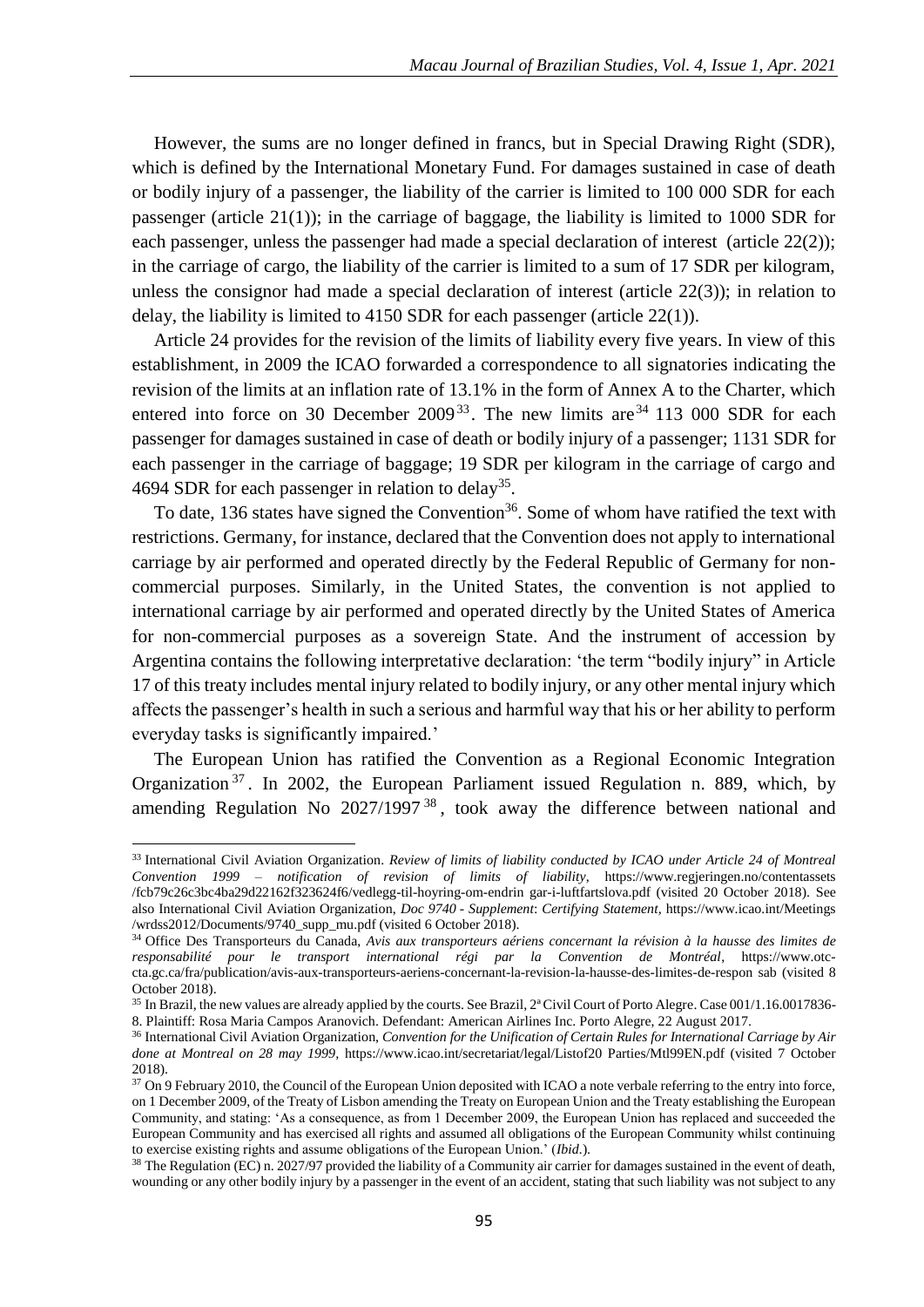However, the sums are no longer defined in francs, but in Special Drawing Right (SDR), which is defined by the International Monetary Fund. For damages sustained in case of death or bodily injury of a passenger, the liability of the carrier is limited to 100 000 SDR for each passenger (article 21(1)); in the carriage of baggage, the liability is limited to 1000 SDR for each passenger, unless the passenger had made a special declaration of interest (article 22(2)); in the carriage of cargo, the liability of the carrier is limited to a sum of 17 SDR per kilogram, unless the consignor had made a special declaration of interest (article 22(3)); in relation to delay, the liability is limited to 4150 SDR for each passenger (article 22(1)).

Article 24 provides for the revision of the limits of liability every five years. In view of this establishment, in 2009 the ICAO forwarded a correspondence to all signatories indicating the revision of the limits at an inflation rate of 13.1% in the form of Annex A to the Charter, which entered into force on 30 December 2009[33]. The new limits are[34] 113 000 SDR for each passenger for damages sustained in case of death or bodily injury of a passenger; 1131 SDR for each passenger in the carriage of baggage; 19 SDR per kilogram in the carriage of cargo and 4694 SDR for each passenger in relation to delay[35].

To date, 136 states have signed the Convention[36]. Some of whom have ratified the text with restrictions. Germany, for instance, declared that the Convention does not apply to international carriage by air performed and operated directly by the Federal Republic of Germany for non-commercial purposes. Similarly, in the United States, the convention is not applied to international carriage by air performed and operated directly by the United States of America for non-commercial purposes as a sovereign State. And the instrument of accession by Argentina contains the following interpretative declaration: 'the term "bodily injury" in Article 17 of this treaty includes mental injury related to bodily injury, or any other mental injury which affects the passenger's health in such a serious and harmful way that his or her ability to perform everyday tasks is significantly impaired.'

The European Union has ratified the Convention as a Regional Economic Integration Organization[37]. In 2002, the European Parliament issued Regulation n. 889, which, by amending Regulation No 2027/1997[38], took away the difference between national and

---

[33] International Civil Aviation Organization. *Review of limits of liability conducted by ICAO under Article 24 of Montreal Convention 1999 – notification of revision of limits of liability*, https://www.regjeringen.no/contentassets /fcb79c26c3bc4ba29d22162f323624f6/vedlegg-til-hoyring-om-endrin gar-i-luftfartslova.pdf (visited 20 October 2018). See also International Civil Aviation Organization, *Doc 9740 - Supplement*: *Certifying Statement*, https://www.icao.int/Meetings /wrdss2012/Documents/9740_supp_mu.pdf (visited 6 October 2018).

[34] Office Des Transporteurs du Canada, *Avis aux transporteurs aériens concernant la révision à la hausse des limites de responsabilité pour le transport international régi par la Convention de Montréal*, https://www.otc-cta.gc.ca/fra/publication/avis-aux-transporteurs-aeriens-concernant-la-revision-la-hausse-des-limites-de-respon sab (visited 8 October 2018).

[35] In Brazil, the new values are already applied by the courts. See Brazil, 2ª Civil Court of Porto Alegre. Case 001/1.16.0017836-8. Plaintiff: Rosa Maria Campos Aranovich. Defendant: American Airlines Inc. Porto Alegre, 22 August 2017.

[36] International Civil Aviation Organization, *Convention for the Unification of Certain Rules for International Carriage by Air done at Montreal on 28 may 1999*, https://www.icao.int/secretariat/legal/Listof20 Parties/Mtl99EN.pdf (visited 7 October 2018).

[37] On 9 February 2010, the Council of the European Union deposited with ICAO a note verbale referring to the entry into force, on 1 December 2009, of the Treaty of Lisbon amending the Treaty on European Union and the Treaty establishing the European Community, and stating: 'As a consequence, as from 1 December 2009, the European Union has replaced and succeeded the European Community and has exercised all rights and assumed all obligations of the European Community whilst continuing to exercise existing rights and assume obligations of the European Union.' (*Ibid*.).

[38] The Regulation (EC) n. 2027/97 provided the liability of a Community air carrier for damages sustained in the event of death, wounding or any other bodily injury by a passenger in the event of an accident, stating that such liability was not subject to any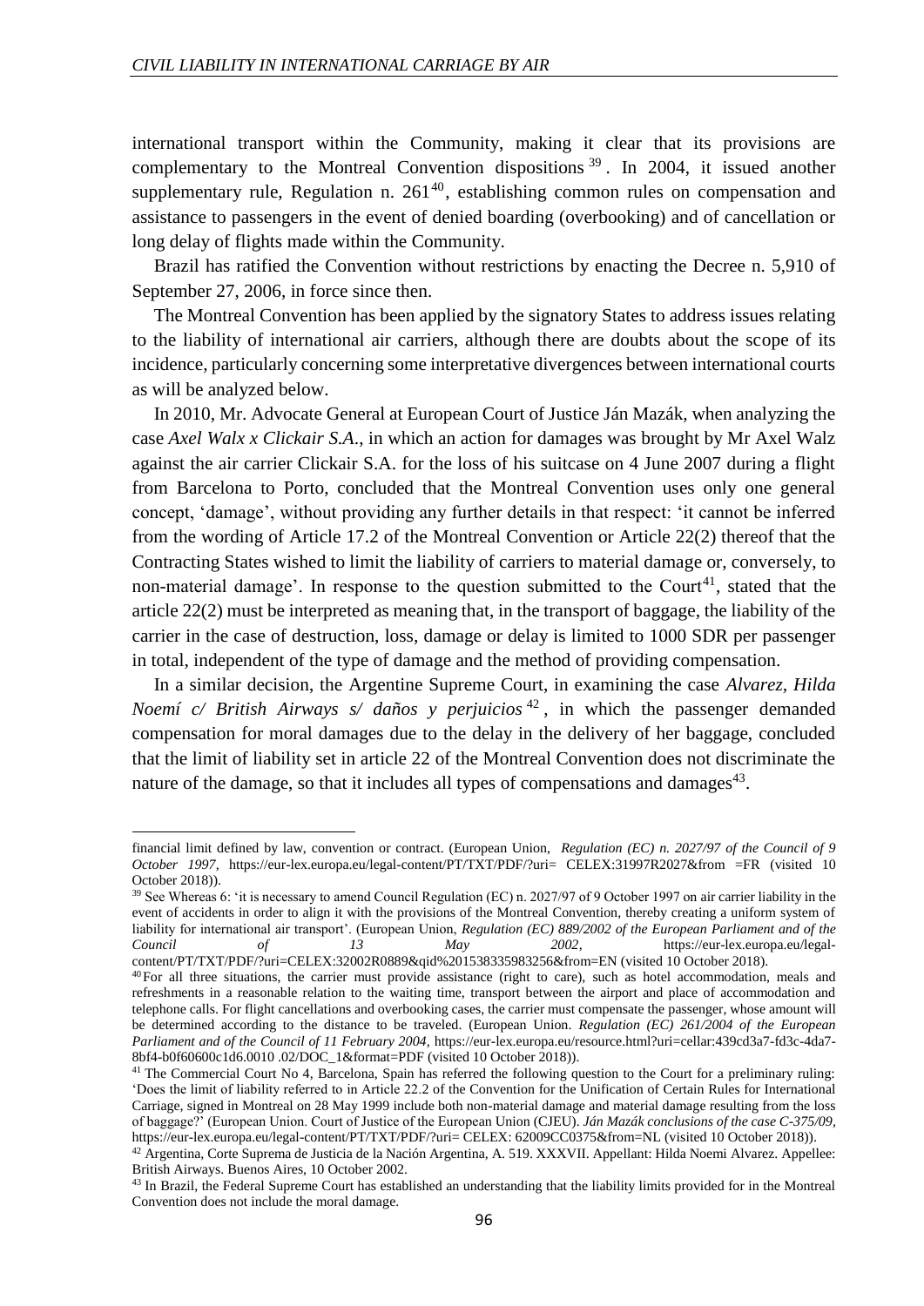international transport within the Community, making it clear that its provisions are complementary to the Montreal Convention dispositions [39]. In 2004, it issued another supplementary rule, Regulation n. 261[40], establishing common rules on compensation and assistance to passengers in the event of denied boarding (overbooking) and of cancellation or long delay of flights made within the Community.

Brazil has ratified the Convention without restrictions by enacting the Decree n. 5,910 of September 27, 2006, in force since then.

The Montreal Convention has been applied by the signatory States to address issues relating to the liability of international air carriers, although there are doubts about the scope of its incidence, particularly concerning some interpretative divergences between international courts as will be analyzed below.

In 2010, Mr. Advocate General at European Court of Justice Ján Mazák, when analyzing the case *Axel Walx x Clickair S.A*., in which an action for damages was brought by Mr Axel Walz against the air carrier Clickair S.A. for the loss of his suitcase on 4 June 2007 during a flight from Barcelona to Porto, concluded that the Montreal Convention uses only one general concept, 'damage', without providing any further details in that respect: 'it cannot be inferred from the wording of Article 17.2 of the Montreal Convention or Article 22(2) thereof that the Contracting States wished to limit the liability of carriers to material damage or, conversely, to non-material damage'. In response to the question submitted to the Court[41], stated that the article 22(2) must be interpreted as meaning that, in the transport of baggage, the liability of the carrier in the case of destruction, loss, damage or delay is limited to 1000 SDR per passenger in total, independent of the type of damage and the method of providing compensation.

In a similar decision, the Argentine Supreme Court, in examining the case *Alvarez, Hilda Noemí c/ British Airways s/ daños y perjuicios* [42], in which the passenger demanded compensation for moral damages due to the delay in the delivery of her baggage, concluded that the limit of liability set in article 22 of the Montreal Convention does not discriminate the nature of the damage, so that it includes all types of compensations and damages[43].

---

financial limit defined by law, convention or contract. (European Union, *Regulation (EC) n. 2027/97 of the Council of 9 October 1997*, https://eur-lex.europa.eu/legal-content/PT/TXT/PDF/?uri= CELEX:31997R2027&from =FR (visited 10 October 2018)).

[39] See Whereas 6: 'it is necessary to amend Council Regulation (EC) n. 2027/97 of 9 October 1997 on air carrier liability in the event of accidents in order to align it with the provisions of the Montreal Convention, thereby creating a uniform system of liability for international air transport'. (European Union, *Regulation (EC) 889/2002 of the European Parliament and of the Council of 13 May 2002*, https://eur-lex.europa.eu/legal-content/PT/TXT/PDF/?uri=CELEX:32002R0889&qid%201538335983256&from=EN (visited 10 October 2018).

[40] For all three situations, the carrier must provide assistance (right to care), such as hotel accommodation, meals and refreshments in a reasonable relation to the waiting time, transport between the airport and place of accommodation and telephone calls. For flight cancellations and overbooking cases, the carrier must compensate the passenger, whose amount will be determined according to the distance to be traveled. (European Union. *Regulation (EC) 261/2004 of the European Parliament and of the Council of 11 February 2004*, https://eur-lex.europa.eu/resource.html?uri=cellar:439cd3a7-fd3c-4da7-8bf4-b0f60600c1d6.0010 .02/DOC_1&format=PDF (visited 10 October 2018)).

[41] The Commercial Court No 4, Barcelona, Spain has referred the following question to the Court for a preliminary ruling: 'Does the limit of liability referred to in Article 22.2 of the Convention for the Unification of Certain Rules for International Carriage, signed in Montreal on 28 May 1999 include both non-material damage and material damage resulting from the loss of baggage?' (European Union. Court of Justice of the European Union (CJEU). *Ján Mazák conclusions of the case C-375/09*, https://eur-lex.europa.eu/legal-content/PT/TXT/PDF/?uri= CELEX: 62009CC0375&from=NL (visited 10 October 2018)).

[42] Argentina, Corte Suprema de Justicia de la Nación Argentina, A. 519. XXXVII. Appellant: Hilda Noemi Alvarez. Appellee: British Airways. Buenos Aires, 10 October 2002.

[43] In Brazil, the Federal Supreme Court has established an understanding that the liability limits provided for in the Montreal Convention does not include the moral damage.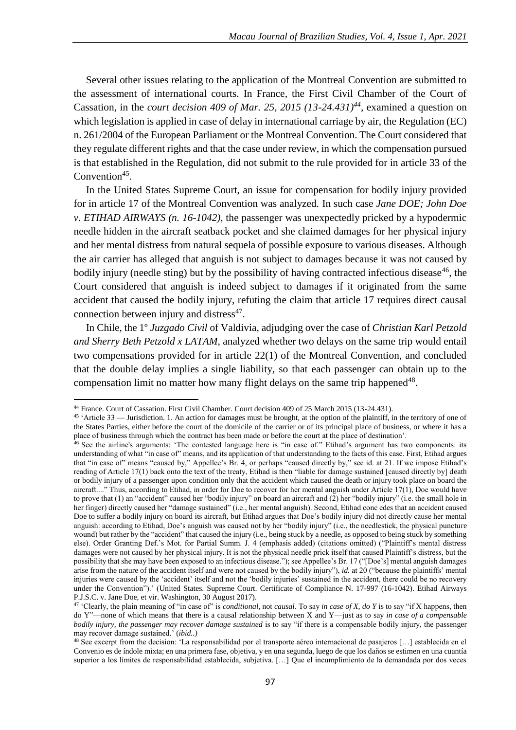Several other issues relating to the application of the Montreal Convention are submitted to the assessment of international courts. In France, the First Civil Chamber of the Court of Cassation, in the *court decision 409 of Mar. 25, 2015 (13-24.431)*[44], examined a question on which legislation is applied in case of delay in international carriage by air, the Regulation (EC) n. 261/2004 of the European Parliament or the Montreal Convention. The Court considered that they regulate different rights and that the case under review, in which the compensation pursued is that established in the Regulation, did not submit to the rule provided for in article 33 of the Convention[45].

In the United States Supreme Court, an issue for compensation for bodily injury provided for in article 17 of the Montreal Convention was analyzed. In such case *Jane DOE; John Doe v. ETIHAD AIRWAYS (n. 16-1042)*, the passenger was unexpectedly pricked by a hypodermic needle hidden in the aircraft seatback pocket and she claimed damages for her physical injury and her mental distress from natural sequela of possible exposure to various diseases. Although the air carrier has alleged that anguish is not subject to damages because it was not caused by bodily injury (needle sting) but by the possibility of having contracted infectious disease[46], the Court considered that anguish is indeed subject to damages if it originated from the same accident that caused the bodily injury, refuting the claim that article 17 requires direct causal connection between injury and distress[47].

In Chile, the 1º *Juzgado Civil* of Valdivia, adjudging over the case of *Christian Karl Petzold and Sherry Beth Petzold x LATAM*, analyzed whether two delays on the same trip would entail two compensations provided for in article 22(1) of the Montreal Convention, and concluded that the double delay implies a single liability, so that each passenger can obtain up to the compensation limit no matter how many flight delays on the same trip happened[48].

---

[44] France. Court of Cassation. First Civil Chamber. Court decision 409 of 25 March 2015 (13-24.431).

[45] 'Article 33 — Jurisdiction. 1. An action for damages must be brought, at the option of the plaintiff, in the territory of one of the States Parties, either before the court of the domicile of the carrier or of its principal place of business, or where it has a place of business through which the contract has been made or before the court at the place of destination'.

[46] See the airline's arguments: 'The contested language here is "in case of." Etihad's argument has two components: its understanding of what "in case of" means, and its application of that understanding to the facts of this case. First, Etihad argues that "in case of" means "caused by," Appellee's Br. 4, or perhaps "caused directly by," see id. at 21. If we impose Etihad's reading of Article 17(1) back onto the text of the treaty, Etihad is then "liable for damage sustained [caused directly by] death or bodily injury of a passenger upon condition only that the accident which caused the death or injury took place on board the aircraft...." Thus, according to Etihad, in order for Doe to recover for her mental anguish under Article 17(1), Doe would have to prove that (1) an "accident" caused her "bodily injury" on board an aircraft and (2) her "bodily injury" (i.e. the small hole in her finger) directly caused her "damage sustained" (i.e., her mental anguish). Second, Etihad conc edes that an accident caused Doe to suffer a bodily injury on board its aircraft, but Etihad argues that Doe's bodily injury did not directly cause her mental anguish: according to Etihad, Doe's anguish was caused not by her "bodily injury" (i.e., the needlestick, the physical puncture wound) but rather by the "accident" that caused the injury (i.e., being stuck by a needle, as opposed to being stuck by something else). Order Granting Def.'s Mot. for Partial Summ. J. 4 (emphasis added) (citations omitted) ("Plaintiff's mental distress damages were not caused by her physical injury. It is not the physical needle prick itself that caused Plaintiff's distress, but the possibility that she may have been exposed to an infectious disease."); see Appellee's Br. 17 ("[Doe's] mental anguish damages arise from the nature of the accident itself and were not caused by the bodily injury"), *id.* at 20 ("because the plaintiffs' mental injuries were caused by the 'accident' itself and not the 'bodily injuries' sustained in the accident, there could be no recovery under the Convention").' (United States. Supreme Court. Certificate of Compliance N. 17-997 (16-1042). Etihad Airways P.J.S.C. v. Jane Doe, et vir. Washington, 30 August 2017).

[47] 'Clearly, the plain meaning of "in case of" is *conditional*, not *causal*. To say *in case of X, do Y* is to say "if X happens, then do Y"—none of which means that there is a causal relationship between X and Y—just as to say *in case of a compensable bodily injury, the passenger may recover damage sustained* is to say "if there is a compensable bodily injury, the passenger may recover damage sustained.' (*ibid..)*

[48] See excerpt from the decision: 'La responsabilidad por el transporte aéreo internacional de pasajeros […] establecida en el Convenio es de índole mixta; en una primera fase, objetiva, y en una segunda, luego de que los daños se estimen en una cuantía superior a los límites de responsabilidad establecida, subjetiva. […] Que el incumplimiento de la demandada por dos veces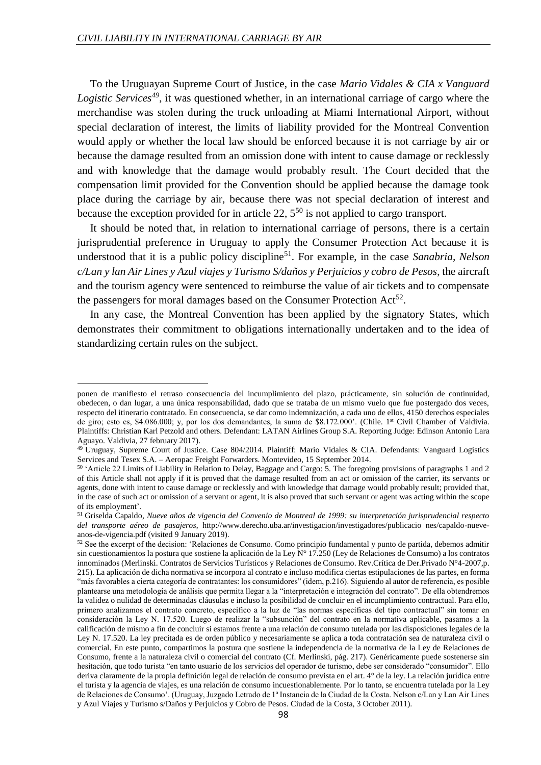To the Uruguayan Supreme Court of Justice, in the case *Mario Vidales & CIA x Vanguard Logistic Services*[49], it was questioned whether, in an international carriage of cargo where the merchandise was stolen during the truck unloading at Miami International Airport, without special declaration of interest, the limits of liability provided for the Montreal Convention would apply or whether the local law should be enforced because it is not carriage by air or because the damage resulted from an omission done with intent to cause damage or recklessly and with knowledge that the damage would probably result. The Court decided that the compensation limit provided for the Convention should be applied because the damage took place during the carriage by air, because there was not special declaration of interest and because the exception provided for in article 22, 5[50] is not applied to cargo transport.

It should be noted that, in relation to international carriage of persons, there is a certain jurisprudential preference in Uruguay to apply the Consumer Protection Act because it is understood that it is a public policy discipline[51]. For example, in the case *Sanabria, Nelson c/Lan y lan Air Lines y Azul viajes y Turismo S/daños y Perjuicios y cobro de Pesos*, the aircraft and the tourism agency were sentenced to reimburse the value of air tickets and to compensate the passengers for moral damages based on the Consumer Protection Act[52].

In any case, the Montreal Convention has been applied by the signatory States, which demonstrates their commitment to obligations internationally undertaken and to the idea of standardizing certain rules on the subject.

---

ponen de manifiesto el retraso consecuencia del incumplimiento del plazo, prácticamente, sin solución de continuidad, obedecen, o dan lugar, a una única responsabilidad, dado que se trataba de un mismo vuelo que fue postergado dos veces, respecto del itinerario contratado. En consecuencia, se dar como indemnización, a cada uno de ellos, 4150 derechos especiales de giro; esto es, $4.086.000; y, por los dos demandantes, la suma de $8.172.000'. (Chile. 1st Civil Chamber of Valdivia. Plaintiffs: Christian Karl Petzold and others. Defendant: LATAN Airlines Group S.A. Reporting Judge: Edinson Antonio Lara Aguayo. Valdivia, 27 february 2017).

[49] Uruguay, Supreme Court of Justice. Case 804/2014. Plaintiff: Mario Vidales & CIA. Defendants: Vanguard Logistics Services and Tesex S.A. – Aeropac Freight Forwarders. Montevideo, 15 September 2014.

[50] 'Article 22 Limits of Liability in Relation to Delay, Baggage and Cargo: 5. The foregoing provisions of paragraphs 1 and 2 of this Article shall not apply if it is proved that the damage resulted from an act or omission of the carrier, its servants or agents, done with intent to cause damage or recklessly and with knowledge that damage would probably result; provided that, in the case of such act or omission of a servant or agent, it is also proved that such servant or agent was acting within the scope of its employment'.

[51] Griselda Capaldo, *Nueve años de vigencia del Convenio de Montreal de 1999: su interpretación jurisprudencial respecto del transporte aéreo de pasajeros*, http://www.derecho.uba.ar/investigacion/investigadores/publicacio nes/capaldo-nueve-anos-de-vigencia.pdf (visited 9 January 2019).

[52] See the excerpt of the decision: 'Relaciones de Consumo. Como principio fundamental y punto de partida, debemos admitir sin cuestionamientos la postura que sostiene la aplicación de la Ley N° 17.250 (Ley de Relaciones de Consumo) a los contratos innominados (Merlinski. Contratos de Servicios Turísticos y Relaciones de Consumo. Rev.Crítica de Der.Privado N°4-2007,p. 215). La aplicación de dicha normativa se incorpora al contrato e incluso modifica ciertas estipulaciones de las partes, en forma "más favorables a cierta categoría de contratantes: los consumidores" (ídem, p.216). Siguiendo al autor de referencia, es posible plantearse una metodología de análisis que permita llegar a la "interpretación e integración del contrato". De ella obtendremos la validez o nulidad de determinadas cláusulas e incluso la posibilidad de concluir en el incumplimiento contractual. Para ello, primero analizamos el contrato concreto, específico a la luz de "las normas específicas del tipo contractual" sin tomar en consideración la Ley N. 17.520. Luego de realizar la "subsunción" del contrato en la normativa aplicable, pasamos a la calificación de mismo a fin de concluir si estamos frente a una relación de consumo tutelada por las disposiciones legales de la Ley N. 17.520. La ley precitada es de orden público y necesariamente se aplica a toda contratación sea de naturaleza civil o comercial. En este punto, compartimos la postura que sostiene la independencia de la normativa de la Ley de Relaciones de Consumo, frente a la naturaleza civil o comercial del contrato (Cf. Merlinski, pág. 217). Genéricamente puede sostenerse sin hesitación, que todo turista "en tanto usuario de los servicios del operador de turismo, debe ser considerado "consumidor". Ello deriva claramente de la propia definición legal de relación de consumo prevista en el art. 4° de la ley. La relación jurídica entre el turista y la agencia de viajes, es una relación de consumo incuestionablemente. Por lo tanto, se encuentra tutelada por la Ley de Relaciones de Consumo'. (Uruguay, Juzgado Letrado de 1ª Instancia de la Ciudad de la Costa. Nelson c/Lan y Lan Air Lines y Azul Viajes y Turismo s/Daños y Perjuicios y Cobro de Pesos. Ciudad de la Costa, 3 October 2011).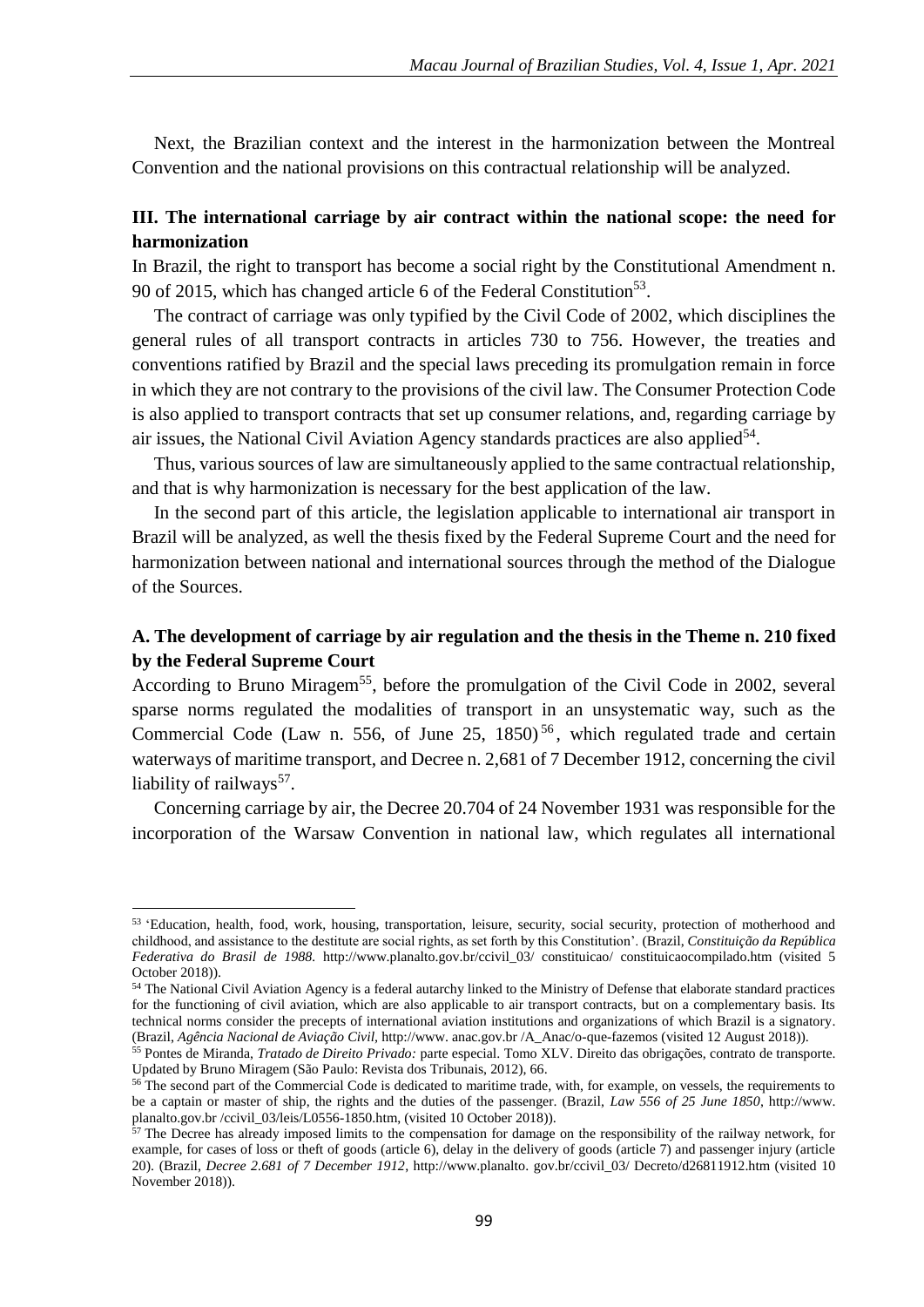Next, the Brazilian context and the interest in the harmonization between the Montreal Convention and the national provisions on this contractual relationship will be analyzed.

## III. The international carriage by air contract within the national scope: the need for harmonization

In Brazil, the right to transport has become a social right by the Constitutional Amendment n. 90 of 2015, which has changed article 6 of the Federal Constitution[53].

The contract of carriage was only typified by the Civil Code of 2002, which disciplines the general rules of all transport contracts in articles 730 to 756. However, the treaties and conventions ratified by Brazil and the special laws preceding its promulgation remain in force in which they are not contrary to the provisions of the civil law. The Consumer Protection Code is also applied to transport contracts that set up consumer relations, and, regarding carriage by air issues, the National Civil Aviation Agency standards practices are also applied[54].

Thus, various sources of law are simultaneously applied to the same contractual relationship, and that is why harmonization is necessary for the best application of the law.

In the second part of this article, the legislation applicable to international air transport in Brazil will be analyzed, as well the thesis fixed by the Federal Supreme Court and the need for harmonization between national and international sources through the method of the Dialogue of the Sources.

### A. The development of carriage by air regulation and the thesis in the Theme n. 210 fixed by the Federal Supreme Court

According to Bruno Miragem[55], before the promulgation of the Civil Code in 2002, several sparse norms regulated the modalities of transport in an unsystematic way, such as the Commercial Code (Law n. 556, of June 25, 1850)[56], which regulated trade and certain waterways of maritime transport, and Decree n. 2,681 of 7 December 1912, concerning the civil liability of railways[57].

Concerning carriage by air, the Decree 20.704 of 24 November 1931 was responsible for the incorporation of the Warsaw Convention in national law, which regulates all international

---

[53] 'Education, health, food, work, housing, transportation, leisure, security, social security, protection of motherhood and childhood, and assistance to the destitute are social rights, as set forth by this Constitution'. (Brazil, *Constituição da República Federativa do Brasil de 1988*. http://www.planalto.gov.br/ccivil_03/ constituicao/ constituicaocompilado.htm (visited 5 October 2018)).

[54] The National Civil Aviation Agency is a federal autarchy linked to the Ministry of Defense that elaborate standard practices for the functioning of civil aviation, which are also applicable to air transport contracts, but on a complementary basis. Its technical norms consider the precepts of international aviation institutions and organizations of which Brazil is a signatory. (Brazil, *Agência Nacional de Aviação Civil*, http://www. anac.gov.br /A_Anac/o-que-fazemos (visited 12 August 2018)).

[55] Pontes de Miranda, *Tratado de Direito Privado:* parte especial. Tomo XLV. Direito das obrigações, contrato de transporte. Updated by Bruno Miragem (São Paulo: Revista dos Tribunais, 2012), 66.

[56] The second part of the Commercial Code is dedicated to maritime trade, with, for example, on vessels, the requirements to be a captain or master of ship, the rights and the duties of the passenger. (Brazil, *Law 556 of 25 June 1850*, http://www. planalto.gov.br /ccivil_03/leis/L0556-1850.htm, (visited 10 October 2018)).

[57] The Decree has already imposed limits to the compensation for damage on the responsibility of the railway network, for example, for cases of loss or theft of goods (article 6), delay in the delivery of goods (article 7) and passenger injury (article 20). (Brazil, *Decree 2.681 of 7 December 1912*, http://www.planalto. gov.br/ccivil_03/ Decreto/d26811912.htm (visited 10 November 2018)).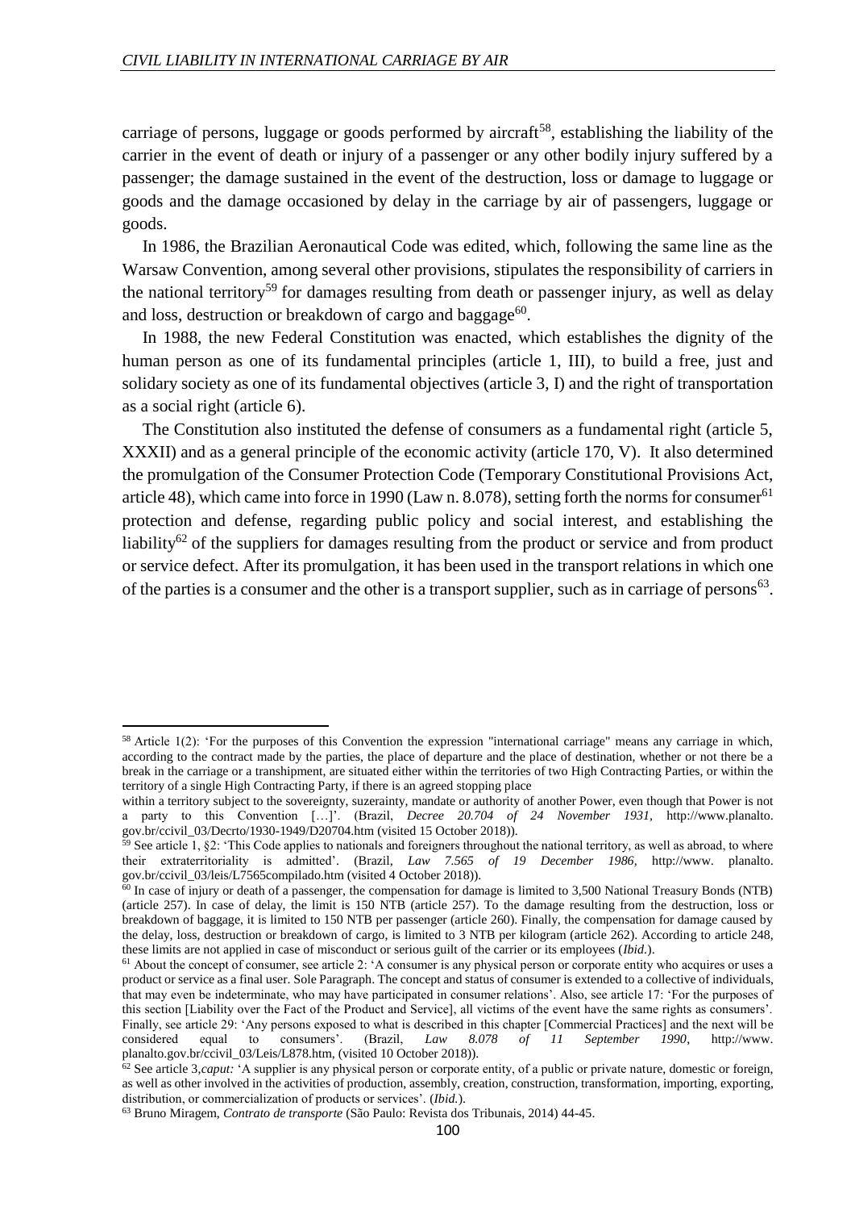carriage of persons, luggage or goods performed by aircraft[58], establishing the liability of the carrier in the event of death or injury of a passenger or any other bodily injury suffered by a passenger; the damage sustained in the event of the destruction, loss or damage to luggage or goods and the damage occasioned by delay in the carriage by air of passengers, luggage or goods.

In 1986, the Brazilian Aeronautical Code was edited, which, following the same line as the Warsaw Convention, among several other provisions, stipulates the responsibility of carriers in the national territory[59] for damages resulting from death or passenger injury, as well as delay and loss, destruction or breakdown of cargo and baggage[60].

In 1988, the new Federal Constitution was enacted, which establishes the dignity of the human person as one of its fundamental principles (article 1, III), to build a free, just and solidary society as one of its fundamental objectives (article 3, I) and the right of transportation as a social right (article 6).

The Constitution also instituted the defense of consumers as a fundamental right (article 5, XXXII) and as a general principle of the economic activity (article 170, V). It also determined the promulgation of the Consumer Protection Code (Temporary Constitutional Provisions Act, article 48), which came into force in 1990 (Law n. 8.078), setting forth the norms for consumer[61] protection and defense, regarding public policy and social interest, and establishing the liability[62] of the suppliers for damages resulting from the product or service and from product or service defect. After its promulgation, it has been used in the transport relations in which one of the parties is a consumer and the other is a transport supplier, such as in carriage of persons[63].

---

[58] Article 1(2): 'For the purposes of this Convention the expression "international carriage" means any carriage in which, according to the contract made by the parties, the place of departure and the place of destination, whether or not there be a break in the carriage or a transhipment, are situated either within the territories of two High Contracting Parties, or within the territory of a single High Contracting Party, if there is an agreed stopping place within a territory subject to the sovereignty, suzerainty, mandate or authority of another Power, even though that Power is not a party to this Convention […]'. (Brazil, *Decree 20.704 of 24 November 1931*, http://www.planalto.gov.br/ccivil_03/Decrto/1930-1949/D20704.htm (visited 15 October 2018)).

[59] See article 1, §2: 'This Code applies to nationals and foreigners throughout the national territory, as well as abroad, to where their extraterritoriality is admitted'. (Brazil, *Law 7.565 of 19 December 1986*, http://www.planalto.gov.br/ccivil_03/leis/L7565compilado.htm (visited 4 October 2018)).

[60] In case of injury or death of a passenger, the compensation for damage is limited to 3,500 National Treasury Bonds (NTB) (article 257). In case of delay, the limit is 150 NTB (article 257). To the damage resulting from the destruction, loss or breakdown of baggage, it is limited to 150 NTB per passenger (article 260). Finally, the compensation for damage caused by the delay, loss, destruction or breakdown of cargo, is limited to 3 NTB per kilogram (article 262). According to article 248, these limits are not applied in case of misconduct or serious guilt of the carrier or its employees (*Ibid.*).

[61] About the concept of consumer, see article 2: 'A consumer is any physical person or corporate entity who acquires or uses a product or service as a final user. Sole Paragraph. The concept and status of consumer is extended to a collective of individuals, that may even be indeterminate, who may have participated in consumer relations'. Also, see article 17: 'For the purposes of this section [Liability over the Fact of the Product and Service], all victims of the event have the same rights as consumers'. Finally, see article 29: 'Any persons exposed to what is described in this chapter [Commercial Practices] and the next will be considered equal to consumers'. (Brazil, *Law 8.078 of 11 September 1990*, http://www.planalto.gov.br/ccivil_03/Leis/L878.htm, (visited 10 October 2018)).

[62] See article 3,*caput:* 'A supplier is any physical person or corporate entity, of a public or private nature, domestic or foreign, as well as other involved in the activities of production, assembly, creation, construction, transformation, importing, exporting, distribution, or commercialization of products or services'. (*Ibid.*).

[63] Bruno Miragem, *Contrato de transporte* (São Paulo: Revista dos Tribunais, 2014) 44-45.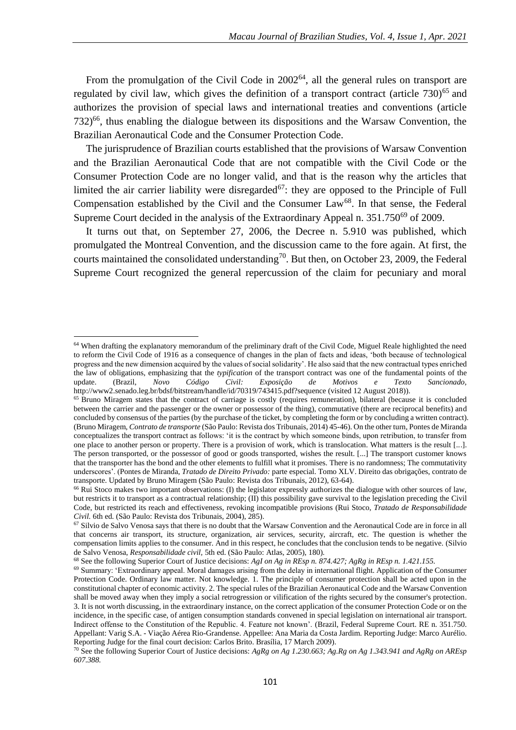From the promulgation of the Civil Code in 2002[64], all the general rules on transport are regulated by civil law, which gives the definition of a transport contract (article 730)[65] and authorizes the provision of special laws and international treaties and conventions (article 732)[66], thus enabling the dialogue between its dispositions and the Warsaw Convention, the Brazilian Aeronautical Code and the Consumer Protection Code.

The jurisprudence of Brazilian courts established that the provisions of Warsaw Convention and the Brazilian Aeronautical Code that are not compatible with the Civil Code or the Consumer Protection Code are no longer valid, and that is the reason why the articles that limited the air carrier liability were disregarded[67]: they are opposed to the Principle of Full Compensation established by the Civil and the Consumer Law[68]. In that sense, the Federal Supreme Court decided in the analysis of the Extraordinary Appeal n. 351.750[69] of 2009.

It turns out that, on September 27, 2006, the Decree n. 5.910 was published, which promulgated the Montreal Convention, and the discussion came to the fore again. At first, the courts maintained the consolidated understanding[70]. But then, on October 23, 2009, the Federal Supreme Court recognized the general repercussion of the claim for pecuniary and moral

---

[64] When drafting the explanatory memorandum of the preliminary draft of the Civil Code, Miguel Reale highlighted the need to reform the Civil Code of 1916 as a consequence of changes in the plan of facts and ideas, 'both because of technological progress and the new dimension acquired by the values of social solidarity'. He also said that the new contractual types enriched the law of obligations, emphasizing that the *typification* of the transport contract was one of the fundamental points of the update. (Brazil, *Novo Código Civil: Exposição de Motivos e Texto Sancionado*, http://www2.senado.leg.br/bdsf/bitstream/handle/id/70319/743415.pdf?sequence (visited 12 August 2018)).

[65] Bruno Miragem states that the contract of carriage is costly (requires remuneration), bilateral (because it is concluded between the carrier and the passenger or the owner or possessor of the thing), commutative (there are reciprocal benefits) and concluded by consensus of the parties (by the purchase of the ticket, by completing the form or by concluding a written contract). (Bruno Miragem, *Contrato de transporte* (São Paulo: Revista dos Tribunais, 2014) 45-46). On the other turn, Pontes de Miranda conceptualizes the transport contract as follows: 'it is the contract by which someone binds, upon retribution, to transfer from one place to another person or property. There is a provision of work, which is translocation. What matters is the result [...]. The person transported, or the possessor of good or goods transported, wishes the result. [...] The transport customer knows that the transporter has the bond and the other elements to fulfill what it promises. There is no randomness; The commutativity underscores'. (Pontes de Miranda, *Tratado de Direito Privado:* parte especial. Tomo XLV. Direito das obrigações, contrato de transporte. Updated by Bruno Miragem (São Paulo: Revista dos Tribunais, 2012), 63-64).

[66] Rui Stoco makes two important observations: (I) the legislator expressly authorizes the dialogue with other sources of law, but restricts it to transport as a contractual relationship; (II) this possibility gave survival to the legislation preceding the Civil Code, but restricted its reach and effectiveness, revoking incompatible provisions (Rui Stoco, *Tratado de Responsabilidade Civil.* 6th ed. (São Paulo: Revista dos Tribunais, 2004), 285).

[67] Silvio de Salvo Venosa says that there is no doubt that the Warsaw Convention and the Aeronautical Code are in force in all that concerns air transport, its structure, organization, air services, security, aircraft, etc. The question is whether the compensation limits applies to the consumer. And in this respect, he concludes that the conclusion tends to be negative. (Silvio de Salvo Venosa, *Responsabilidade civil,* 5th ed. (São Paulo: Atlas, 2005), 180).

[68] See the following Superior Court of Justice decisions: *AgI on Ag in REsp n. 874.427; AgRg in REsp n. 1.421.155.*

[69] Summary: 'Extraordinary appeal. Moral damages arising from the delay in international flight. Application of the Consumer Protection Code. Ordinary law matter. Not knowledge. 1. The principle of consumer protection shall be acted upon in the constitutional chapter of economic activity. 2. The special rules of the Brazilian Aeronautical Code and the Warsaw Convention shall be moved away when they imply a social retrogression or vilification of the rights secured by the consumer's protection. 3. It is not worth discussing, in the extraordinary instance, on the correct application of the consumer Protection Code or on the incidence, in the specific case, of antigen consumption standards convened in special legislation on international air transport. Indirect offense to the Constitution of the Republic. 4. Feature not known'. (Brazil, Federal Supreme Court. RE n. 351.750. Appellant: Varig S.A. - Viação Aérea Rio-Grandense. Appellee: Ana Maria da Costa Jardim. Reporting Judge: Marco Aurélio. Reporting Judge for the final court decision: Carlos Brito. Brasília, 17 March 2009).

[70] See the following Superior Court of Justice decisions: *AgRg on Ag 1.230.663; Ag.Rg on Ag 1.343.941 and AgRg on AREsp 607.388.*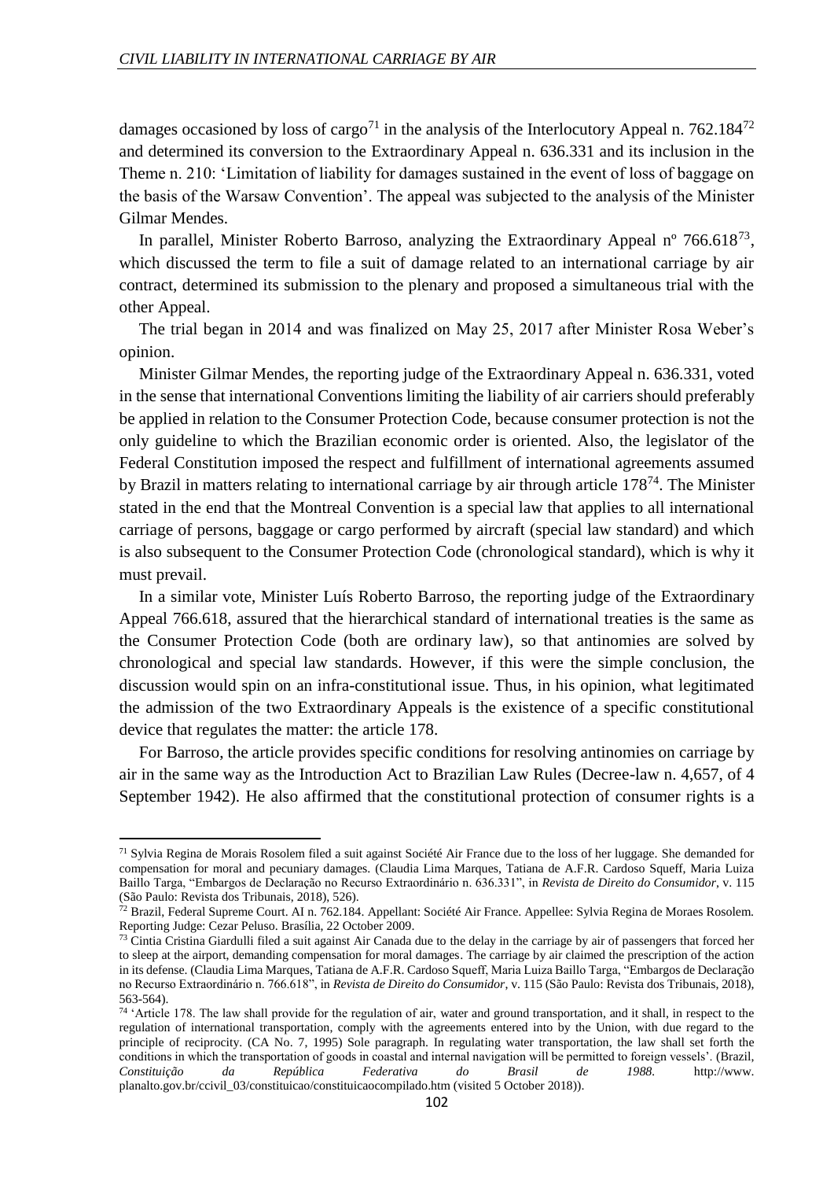damages occasioned by loss of cargo[71] in the analysis of the Interlocutory Appeal n. 762.184[72] and determined its conversion to the Extraordinary Appeal n. 636.331 and its inclusion in the Theme n. 210: 'Limitation of liability for damages sustained in the event of loss of baggage on the basis of the Warsaw Convention'. The appeal was subjected to the analysis of the Minister Gilmar Mendes.

In parallel, Minister Roberto Barroso, analyzing the Extraordinary Appeal nº 766.618[73], which discussed the term to file a suit of damage related to an international carriage by air contract, determined its submission to the plenary and proposed a simultaneous trial with the other Appeal.

The trial began in 2014 and was finalized on May 25, 2017 after Minister Rosa Weber's opinion.

Minister Gilmar Mendes, the reporting judge of the Extraordinary Appeal n. 636.331, voted in the sense that international Conventions limiting the liability of air carriers should preferably be applied in relation to the Consumer Protection Code, because consumer protection is not the only guideline to which the Brazilian economic order is oriented. Also, the legislator of the Federal Constitution imposed the respect and fulfillment of international agreements assumed by Brazil in matters relating to international carriage by air through article 178[74]. The Minister stated in the end that the Montreal Convention is a special law that applies to all international carriage of persons, baggage or cargo performed by aircraft (special law standard) and which is also subsequent to the Consumer Protection Code (chronological standard), which is why it must prevail.

In a similar vote, Minister Luís Roberto Barroso, the reporting judge of the Extraordinary Appeal 766.618, assured that the hierarchical standard of international treaties is the same as the Consumer Protection Code (both are ordinary law), so that antinomies are solved by chronological and special law standards. However, if this were the simple conclusion, the discussion would spin on an infra-constitutional issue. Thus, in his opinion, what legitimated the admission of the two Extraordinary Appeals is the existence of a specific constitutional device that regulates the matter: the article 178.

For Barroso, the article provides specific conditions for resolving antinomies on carriage by air in the same way as the Introduction Act to Brazilian Law Rules (Decree-law n. 4,657, of 4 September 1942). He also affirmed that the constitutional protection of consumer rights is a

---

[71] Sylvia Regina de Morais Rosolem filed a suit against Société Air France due to the loss of her luggage. She demanded for compensation for moral and pecuniary damages. (Claudia Lima Marques, Tatiana de A.F.R. Cardoso Squeff, Maria Luiza Baillo Targa, "Embargos de Declaração no Recurso Extraordinário n. 636.331", in *Revista de Direito do Consumidor*, v. 115 (São Paulo: Revista dos Tribunais, 2018), 526).

[72] Brazil, Federal Supreme Court. AI n. 762.184. Appellant: Société Air France. Appellee: Sylvia Regina de Moraes Rosolem. Reporting Judge: Cezar Peluso. Brasília, 22 October 2009.

[73] Cintia Cristina Giardulli filed a suit against Air Canada due to the delay in the carriage by air of passengers that forced her to sleep at the airport, demanding compensation for moral damages. The carriage by air claimed the prescription of the action in its defense. (Claudia Lima Marques, Tatiana de A.F.R. Cardoso Squeff, Maria Luiza Baillo Targa, "Embargos de Declaração no Recurso Extraordinário n. 766.618", in *Revista de Direito do Consumidor*, v. 115 (São Paulo: Revista dos Tribunais, 2018), 563-564).

[74] 'Article 178. The law shall provide for the regulation of air, water and ground transportation, and it shall, in respect to the regulation of international transportation, comply with the agreements entered into by the Union, with due regard to the principle of reciprocity. (CA No. 7, 1995) Sole paragraph. In regulating water transportation, the law shall set forth the conditions in which the transportation of goods in coastal and internal navigation will be permitted to foreign vessels'. (Brazil, *Constituição da República Federativa do Brasil de 1988*. http://www.planalto.gov.br/ccivil_03/constituicao/constituicaocompilado.htm (visited 5 October 2018)).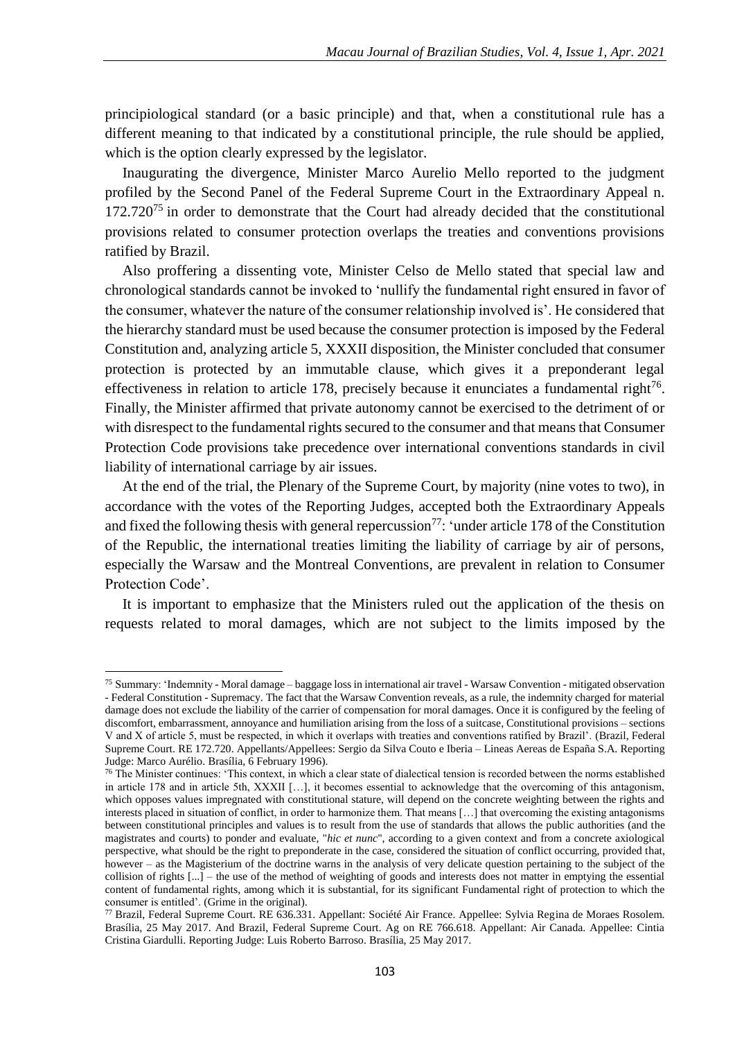principiological standard (or a basic principle) and that, when a constitutional rule has a different meaning to that indicated by a constitutional principle, the rule should be applied, which is the option clearly expressed by the legislator.

Inaugurating the divergence, Minister Marco Aurelio Mello reported to the judgment profiled by the Second Panel of the Federal Supreme Court in the Extraordinary Appeal n. 172.720[75] in order to demonstrate that the Court had already decided that the constitutional provisions related to consumer protection overlaps the treaties and conventions provisions ratified by Brazil.

Also proffering a dissenting vote, Minister Celso de Mello stated that special law and chronological standards cannot be invoked to 'nullify the fundamental right ensured in favor of the consumer, whatever the nature of the consumer relationship involved is'. He considered that the hierarchy standard must be used because the consumer protection is imposed by the Federal Constitution and, analyzing article 5, XXXII disposition, the Minister concluded that consumer protection is protected by an immutable clause, which gives it a preponderant legal effectiveness in relation to article 178, precisely because it enunciates a fundamental right[76]. Finally, the Minister affirmed that private autonomy cannot be exercised to the detriment of or with disrespect to the fundamental rights secured to the consumer and that means that Consumer Protection Code provisions take precedence over international conventions standards in civil liability of international carriage by air issues.

At the end of the trial, the Plenary of the Supreme Court, by majority (nine votes to two), in accordance with the votes of the Reporting Judges, accepted both the Extraordinary Appeals and fixed the following thesis with general repercussion[77]: 'under article 178 of the Constitution of the Republic, the international treaties limiting the liability of carriage by air of persons, especially the Warsaw and the Montreal Conventions, are prevalent in relation to Consumer Protection Code'.

It is important to emphasize that the Ministers ruled out the application of the thesis on requests related to moral damages, which are not subject to the limits imposed by the

---

[75] Summary: 'Indemnity - Moral damage – baggage loss in international air travel - Warsaw Convention - mitigated observation - Federal Constitution - Supremacy. The fact that the Warsaw Convention reveals, as a rule, the indemnity charged for material damage does not exclude the liability of the carrier of compensation for moral damages. Once it is configured by the feeling of discomfort, embarrassment, annoyance and humiliation arising from the loss of a suitcase, Constitutional provisions – sections V and X of article 5, must be respected, in which it overlaps with treaties and conventions ratified by Brazil'. (Brazil, Federal Supreme Court. RE 172.720. Appellants/Appellees: Sergio da Silva Couto e Iberia – Lineas Aereas de España S.A. Reporting Judge: Marco Aurélio. Brasília, 6 February 1996).

[76] The Minister continues: 'This context, in which a clear state of dialectical tension is recorded between the norms established in article 178 and in article 5th, XXXII […], it becomes essential to acknowledge that the overcoming of this antagonism, which opposes values impregnated with constitutional stature, will depend on the concrete weighting between the rights and interests placed in situation of conflict, in order to harmonize them. That means […] that overcoming the existing antagonisms between constitutional principles and values is to result from the use of standards that allows the public authorities (and the magistrates and courts) to ponder and evaluate, "*hic et nunc*", according to a given context and from a concrete axiological perspective, what should be the right to preponderate in the case, considered the situation of conflict occurring, provided that, however – as the Magisterium of the doctrine warns in the analysis of very delicate question pertaining to the subject of the collision of rights [...] – the use of the method of weighting of goods and interests does not matter in emptying the essential content of fundamental rights, among which it is substantial, for its significant Fundamental right of protection to which the consumer is entitled'. (Grime in the original).

[77] Brazil, Federal Supreme Court. RE 636.331. Appellant: Société Air France. Appellee: Sylvia Regina de Moraes Rosolem. Brasília, 25 May 2017. And Brazil, Federal Supreme Court. Ag on RE 766.618. Appellant: Air Canada. Appellee: Cintia Cristina Giardulli. Reporting Judge: Luis Roberto Barroso. Brasília, 25 May 2017.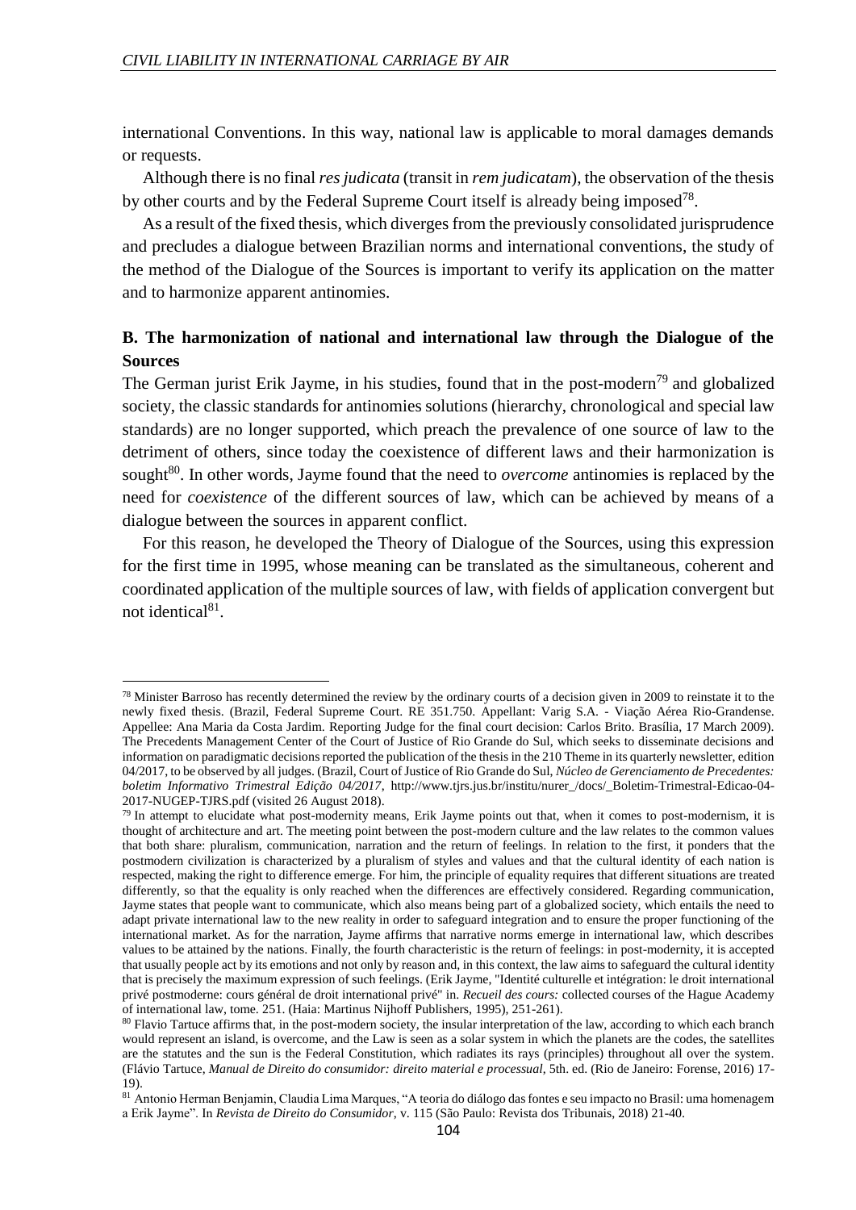international Conventions. In this way, national law is applicable to moral damages demands or requests.

Although there is no final *res judicata* (transit in *rem judicatam*), the observation of the thesis by other courts and by the Federal Supreme Court itself is already being imposed[78].

As a result of the fixed thesis, which diverges from the previously consolidated jurisprudence and precludes a dialogue between Brazilian norms and international conventions, the study of the method of the Dialogue of the Sources is important to verify its application on the matter and to harmonize apparent antinomies.

## B. The harmonization of national and international law through the Dialogue of the Sources

The German jurist Erik Jayme, in his studies, found that in the post-modern[79] and globalized society, the classic standards for antinomies solutions (hierarchy, chronological and special law standards) are no longer supported, which preach the prevalence of one source of law to the detriment of others, since today the coexistence of different laws and their harmonization is sought[80]. In other words, Jayme found that the need to *overcome* antinomies is replaced by the need for *coexistence* of the different sources of law, which can be achieved by means of a dialogue between the sources in apparent conflict.

For this reason, he developed the Theory of Dialogue of the Sources, using this expression for the first time in 1995, whose meaning can be translated as the simultaneous, coherent and coordinated application of the multiple sources of law, with fields of application convergent but not identical[81].

---

[78] Minister Barroso has recently determined the review by the ordinary courts of a decision given in 2009 to reinstate it to the newly fixed thesis. (Brazil, Federal Supreme Court. RE 351.750. Appellant: Varig S.A. - Viação Aérea Rio-Grandense. Appellee: Ana Maria da Costa Jardim. Reporting Judge for the final court decision: Carlos Brito. Brasília, 17 March 2009). The Precedents Management Center of the Court of Justice of Rio Grande do Sul, which seeks to disseminate decisions and information on paradigmatic decisions reported the publication of the thesis in the 210 Theme in its quarterly newsletter, edition 04/2017, to be observed by all judges. (Brazil, Court of Justice of Rio Grande do Sul, *Núcleo de Gerenciamento de Precedentes: boletim Informativo Trimestral Edição 04/2017*, http://www.tjrs.jus.br/institu/nurer_/docs/_Boletim-Trimestral-Edicao-04-2017-NUGEP-TJRS.pdf (visited 26 August 2018).

[79] In attempt to elucidate what post-modernity means, Erik Jayme points out that, when it comes to post-modernism, it is thought of architecture and art. The meeting point between the post-modern culture and the law relates to the common values that both share: pluralism, communication, narration and the return of feelings. In relation to the first, it ponders that the postmodern civilization is characterized by a pluralism of styles and values and that the cultural identity of each nation is respected, making the right to difference emerge. For him, the principle of equality requires that different situations are treated differently, so that the equality is only reached when the differences are effectively considered. Regarding communication, Jayme states that people want to communicate, which also means being part of a globalized society, which entails the need to adapt private international law to the new reality in order to safeguard integration and to ensure the proper functioning of the international market. As for the narration, Jayme affirms that narrative norms emerge in international law, which describes values to be attained by the nations. Finally, the fourth characteristic is the return of feelings: in post-modernity, it is accepted that usually people act by its emotions and not only by reason and, in this context, the law aims to safeguard the cultural identity that is precisely the maximum expression of such feelings. (Erik Jayme, "Identité culturelle et intégration: le droit international privé postmoderne: cours général de droit international privé" in. *Recueil des cours:* collected courses of the Hague Academy of international law, tome. 251. (Haia: Martinus Nijhoff Publishers, 1995), 251-261).

[80] Flavio Tartuce affirms that, in the post-modern society, the insular interpretation of the law, according to which each branch would represent an island, is overcome, and the Law is seen as a solar system in which the planets are the codes, the satellites are the statutes and the sun is the Federal Constitution, which radiates its rays (principles) throughout all over the system. (Flávio Tartuce, *Manual de Direito do consumidor: direito material e processual*, 5th. ed. (Rio de Janeiro: Forense, 2016) 17-19).

[81] Antonio Herman Benjamin, Claudia Lima Marques, "A teoria do diálogo das fontes e seu impacto no Brasil: uma homenagem a Erik Jayme". In *Revista de Direito do Consumidor*, v. 115 (São Paulo: Revista dos Tribunais, 2018) 21-40.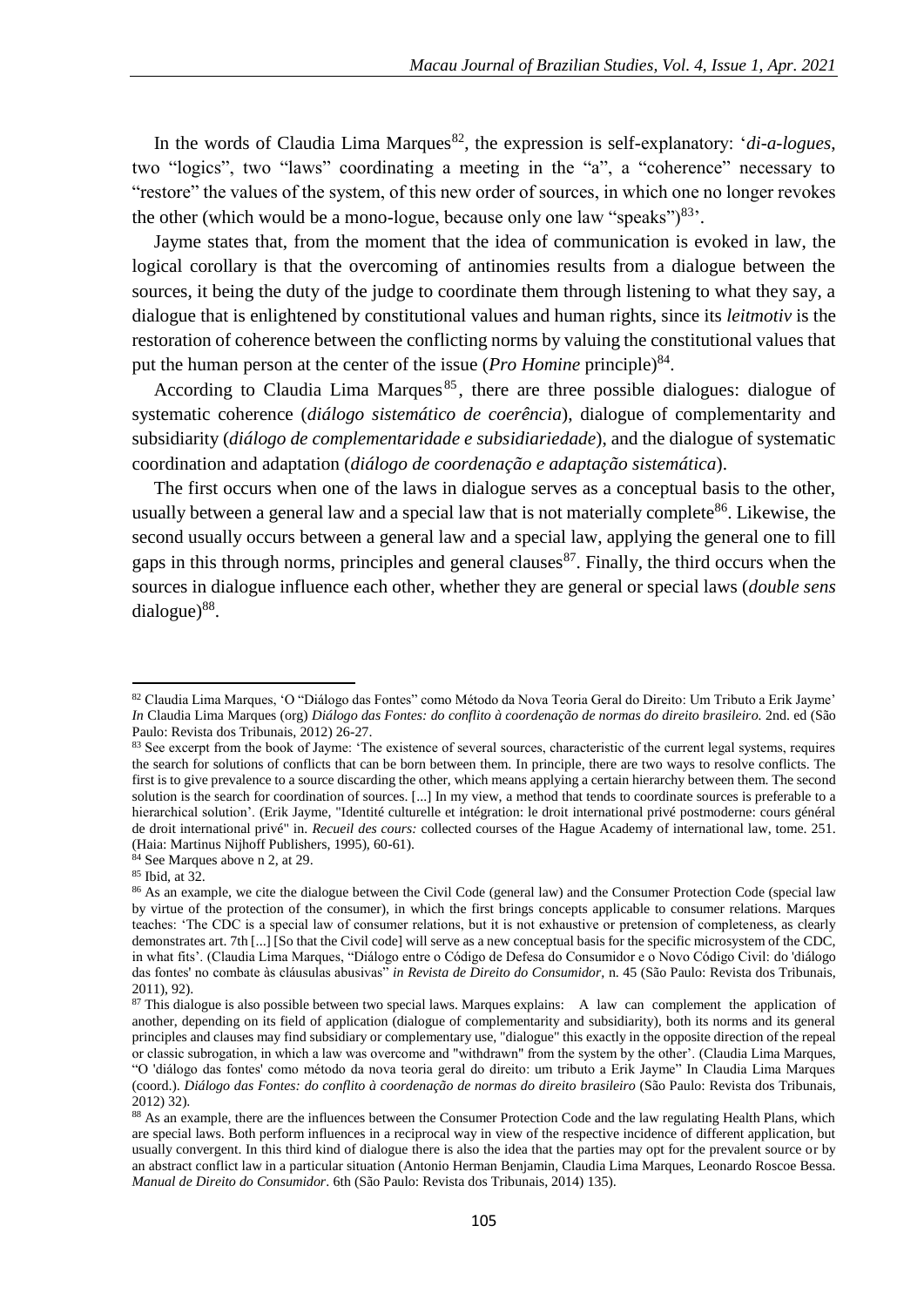In the words of Claudia Lima Marques[82], the expression is self-explanatory: '*di-a-logues*, two "logics", two "laws" coordinating a meeting in the "a", a "coherence" necessary to "restore" the values of the system, of this new order of sources, in which one no longer revokes the other (which would be a mono-logue, because only one law "speaks")[83]'.

Jayme states that, from the moment that the idea of communication is evoked in law, the logical corollary is that the overcoming of antinomies results from a dialogue between the sources, it being the duty of the judge to coordinate them through listening to what they say, a dialogue that is enlightened by constitutional values and human rights, since its *leitmotiv* is the restoration of coherence between the conflicting norms by valuing the constitutional values that put the human person at the center of the issue (*Pro Homine* principle)[84].

According to Claudia Lima Marques[85], there are three possible dialogues: dialogue of systematic coherence (*diálogo sistemático de coerência*), dialogue of complementarity and subsidiarity (*diálogo de complementaridade e subsidiariedade*), and the dialogue of systematic coordination and adaptation (*diálogo de coordenação e adaptação sistemática*).

The first occurs when one of the laws in dialogue serves as a conceptual basis to the other, usually between a general law and a special law that is not materially complete[86]. Likewise, the second usually occurs between a general law and a special law, applying the general one to fill gaps in this through norms, principles and general clauses[87]. Finally, the third occurs when the sources in dialogue influence each other, whether they are general or special laws (*double sens* dialogue)[88].

---

[82] Claudia Lima Marques, 'O "Diálogo das Fontes" como Método da Nova Teoria Geral do Direito: Um Tributo a Erik Jayme' *In* Claudia Lima Marques (org) *Diálogo das Fontes: do conflito à coordenação de normas do direito brasileiro.* 2nd. ed (São Paulo: Revista dos Tribunais, 2012) 26-27.

[83] See excerpt from the book of Jayme: 'The existence of several sources, characteristic of the current legal systems, requires the search for solutions of conflicts that can be born between them. In principle, there are two ways to resolve conflicts. The first is to give prevalence to a source discarding the other, which means applying a certain hierarchy between them. The second solution is the search for coordination of sources. [...] In my view, a method that tends to coordinate sources is preferable to a hierarchical solution'. (Erik Jayme, "Identité culturelle et intégration: le droit international privé postmoderne: cours général de droit international privé" in. *Recueil des cours:* collected courses of the Hague Academy of international law, tome. 251. (Haia: Martinus Nijhoff Publishers, 1995), 60-61).

[84] See Marques above n 2, at 29.

[85] Ibid, at 32.

[86] As an example, we cite the dialogue between the Civil Code (general law) and the Consumer Protection Code (special law by virtue of the protection of the consumer), in which the first brings concepts applicable to consumer relations. Marques teaches: 'The CDC is a special law of consumer relations, but it is not exhaustive or pretension of completeness, as clearly demonstrates art. 7th [...] [So that the Civil code] will serve as a new conceptual basis for the specific microsystem of the CDC, in what fits'. (Claudia Lima Marques, "Diálogo entre o Código de Defesa do Consumidor e o Novo Código Civil: do 'diálogo das fontes' no combate às cláusulas abusivas" *in Revista de Direito do Consumidor,* n. 45 (São Paulo: Revista dos Tribunais, 2011), 92).

[87] This dialogue is also possible between two special laws. Marques explains: A law can complement the application of another, depending on its field of application (dialogue of complementarity and subsidiarity), both its norms and its general principles and clauses may find subsidiary or complementary use, "dialogue" this exactly in the opposite direction of the repeal or classic subrogation, in which a law was overcome and "withdrawn" from the system by the other'. (Claudia Lima Marques, "O 'diálogo das fontes' como método da nova teoria geral do direito: um tributo a Erik Jayme" In Claudia Lima Marques (coord.). *Diálogo das Fontes: do conflito à coordenação de normas do direito brasileiro* (São Paulo: Revista dos Tribunais, 2012) 32).

[88] As an example, there are the influences between the Consumer Protection Code and the law regulating Health Plans, which are special laws. Both perform influences in a reciprocal way in view of the respective incidence of different application, but usually convergent. In this third kind of dialogue there is also the idea that the parties may opt for the prevalent source or by an abstract conflict law in a particular situation (Antonio Herman Benjamin, Claudia Lima Marques, Leonardo Roscoe Bessa. *Manual de Direito do Consumidor*. 6th (São Paulo: Revista dos Tribunais, 2014) 135).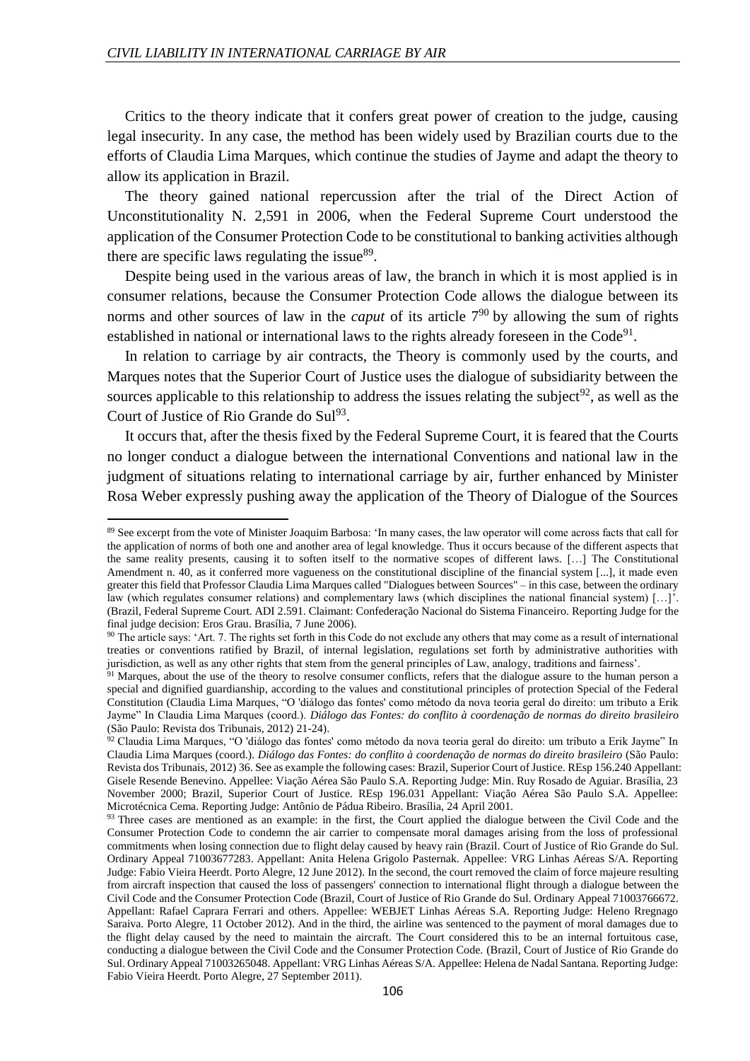Critics to the theory indicate that it confers great power of creation to the judge, causing legal insecurity. In any case, the method has been widely used by Brazilian courts due to the efforts of Claudia Lima Marques, which continue the studies of Jayme and adapt the theory to allow its application in Brazil.

The theory gained national repercussion after the trial of the Direct Action of Unconstitutionality N. 2,591 in 2006, when the Federal Supreme Court understood the application of the Consumer Protection Code to be constitutional to banking activities although there are specific laws regulating the issue[89].

Despite being used in the various areas of law, the branch in which it is most applied is in consumer relations, because the Consumer Protection Code allows the dialogue between its norms and other sources of law in the *caput* of its article 7[90] by allowing the sum of rights established in national or international laws to the rights already foreseen in the Code[91].

In relation to carriage by air contracts, the Theory is commonly used by the courts, and Marques notes that the Superior Court of Justice uses the dialogue of subsidiarity between the sources applicable to this relationship to address the issues relating the subject[92], as well as the Court of Justice of Rio Grande do Sul[93].

It occurs that, after the thesis fixed by the Federal Supreme Court, it is feared that the Courts no longer conduct a dialogue between the international Conventions and national law in the judgment of situations relating to international carriage by air, further enhanced by Minister Rosa Weber expressly pushing away the application of the Theory of Dialogue of the Sources

---

[89] See excerpt from the vote of Minister Joaquim Barbosa: 'In many cases, the law operator will come across facts that call for the application of norms of both one and another area of legal knowledge. Thus it occurs because of the different aspects that the same reality presents, causing it to soften itself to the normative scopes of different laws. […] The Constitutional Amendment n. 40, as it conferred more vagueness on the constitutional discipline of the financial system [...], it made even greater this field that Professor Claudia Lima Marques called "Dialogues between Sources" – in this case, between the ordinary law (which regulates consumer relations) and complementary laws (which disciplines the national financial system) […]'. (Brazil, Federal Supreme Court. ADI 2.591. Claimant: Confederação Nacional do Sistema Financeiro. Reporting Judge for the final judge decision: Eros Grau. Brasília, 7 June 2006).

[90] The article says: 'Art. 7. The rights set forth in this Code do not exclude any others that may come as a result of international treaties or conventions ratified by Brazil, of internal legislation, regulations set forth by administrative authorities with jurisdiction, as well as any other rights that stem from the general principles of Law, analogy, traditions and fairness'.

[91] Marques, about the use of the theory to resolve consumer conflicts, refers that the dialogue assure to the human person a special and dignified guardianship, according to the values and constitutional principles of protection Special of the Federal Constitution (Claudia Lima Marques, "O 'diálogo das fontes' como método da nova teoria geral do direito: um tributo a Erik Jayme" In Claudia Lima Marques (coord.). *Diálogo das Fontes: do conflito à coordenação de normas do direito brasileiro* (São Paulo: Revista dos Tribunais, 2012) 21-24).

[92] Claudia Lima Marques, "O 'diálogo das fontes' como método da nova teoria geral do direito: um tributo a Erik Jayme" In Claudia Lima Marques (coord.). *Diálogo das Fontes: do conflito à coordenação de normas do direito brasileiro* (São Paulo: Revista dos Tribunais, 2012) 36. See as example the following cases: Brazil, Superior Court of Justice. REsp 156.240 Appellant: Gisele Resende Benevino. Appellee: Viação Aérea São Paulo S.A. Reporting Judge: Min. Ruy Rosado de Aguiar. Brasília, 23 November 2000; Brazil, Superior Court of Justice. REsp 196.031 Appellant: Viação Aérea São Paulo S.A. Appellee: Microtécnica Cema. Reporting Judge: Antônio de Pádua Ribeiro. Brasília, 24 April 2001.

[93] Three cases are mentioned as an example: in the first, the Court applied the dialogue between the Civil Code and the Consumer Protection Code to condemn the air carrier to compensate moral damages arising from the loss of professional commitments when losing connection due to flight delay caused by heavy rain (Brazil. Court of Justice of Rio Grande do Sul. Ordinary Appeal 71003677283. Appellant: Anita Helena Grigolo Pasternak. Appellee: VRG Linhas Aéreas S/A. Reporting Judge: Fabio Vieira Heerdt. Porto Alegre, 12 June 2012). In the second, the court removed the claim of force majeure resulting from aircraft inspection that caused the loss of passengers' connection to international flight through a dialogue between the Civil Code and the Consumer Protection Code (Brazil, Court of Justice of Rio Grande do Sul. Ordinary Appeal 71003766672. Appellant: Rafael Caprara Ferrari and others. Appellee: WEBJET Linhas Aéreas S.A. Reporting Judge: Heleno Rregnago Saraiva. Porto Alegre, 11 October 2012). And in the third, the airline was sentenced to the payment of moral damages due to the flight delay caused by the need to maintain the aircraft. The Court considered this to be an internal fortuitous case, conducting a dialogue between the Civil Code and the Consumer Protection Code. (Brazil, Court of Justice of Rio Grande do Sul. Ordinary Appeal 71003265048. Appellant: VRG Linhas Aéreas S/A. Appellee: Helena de Nadal Santana. Reporting Judge: Fabio Vieira Heerdt. Porto Alegre, 27 September 2011).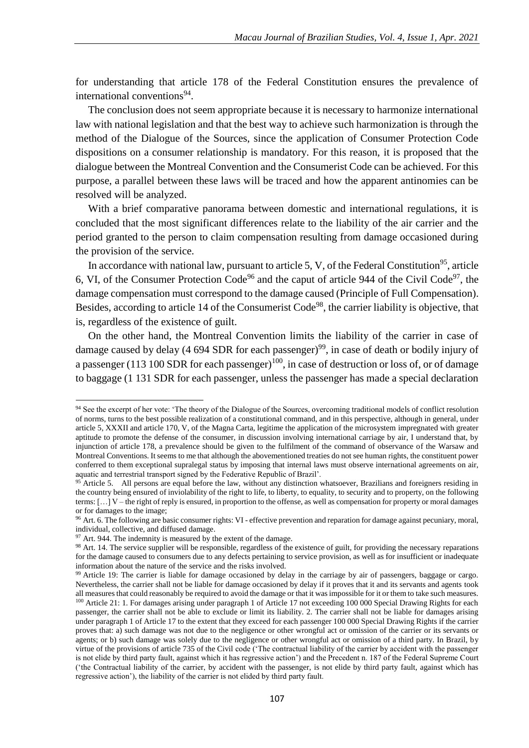for understanding that article 178 of the Federal Constitution ensures the prevalence of international conventions[94].

The conclusion does not seem appropriate because it is necessary to harmonize international law with national legislation and that the best way to achieve such harmonization is through the method of the Dialogue of the Sources, since the application of Consumer Protection Code dispositions on a consumer relationship is mandatory. For this reason, it is proposed that the dialogue between the Montreal Convention and the Consumerist Code can be achieved. For this purpose, a parallel between these laws will be traced and how the apparent antinomies can be resolved will be analyzed.

With a brief comparative panorama between domestic and international regulations, it is concluded that the most significant differences relate to the liability of the air carrier and the period granted to the person to claim compensation resulting from damage occasioned during the provision of the service.

In accordance with national law, pursuant to article 5, V, of the Federal Constitution[95], article 6, VI, of the Consumer Protection Code[96] and the caput of article 944 of the Civil Code[97], the damage compensation must correspond to the damage caused (Principle of Full Compensation). Besides, according to article 14 of the Consumerist Code[98], the carrier liability is objective, that is, regardless of the existence of guilt.

On the other hand, the Montreal Convention limits the liability of the carrier in case of damage caused by delay (4 694 SDR for each passenger)[99], in case of death or bodily injury of a passenger (113 100 SDR for each passenger)[100], in case of destruction or loss of, or of damage to baggage (1 131 SDR for each passenger, unless the passenger has made a special declaration

---

[94] See the excerpt of her vote: 'The theory of the Dialogue of the Sources, overcoming traditional models of conflict resolution of norms, turns to the best possible realization of a constitutional command, and in this perspective, although in general, under article 5, XXXII and article 170, V, of the Magna Carta, legitime the application of the microsystem impregnated with greater aptitude to promote the defense of the consumer, in discussion involving international carriage by air, I understand that, by injunction of article 178, a prevalence should be given to the fulfilment of the command of observance of the Warsaw and Montreal Conventions. It seems to me that although the abovementioned treaties do not see human rights, the constituent power conferred to them exceptional supralegal status by imposing that internal laws must observe international agreements on air, aquatic and terrestrial transport signed by the Federative Republic of Brazil'.

[95] Article 5. All persons are equal before the law, without any distinction whatsoever, Brazilians and foreigners residing in the country being ensured of inviolability of the right to life, to liberty, to equality, to security and to property, on the following terms: […] V – the right of reply is ensured, in proportion to the offense, as well as compensation for property or moral damages or for damages to the image;

[96] Art. 6. The following are basic consumer rights: VI - effective prevention and reparation for damage against pecuniary, moral, individual, collective, and diffused damage.

[97] Art. 944. The indemnity is measured by the extent of the damage.

[98] Art. 14. The service supplier will be responsible, regardless of the existence of guilt, for providing the necessary reparations for the damage caused to consumers due to any defects pertaining to service provision, as well as for insufficient or inadequate information about the nature of the service and the risks involved.

[99] Article 19: The carrier is liable for damage occasioned by delay in the carriage by air of passengers, baggage or cargo. Nevertheless, the carrier shall not be liable for damage occasioned by delay if it proves that it and its servants and agents took all measures that could reasonably be required to avoid the damage or that it was impossible for it or them to take such measures.

[100] Article 21: 1. For damages arising under paragraph 1 of Article 17 not exceeding 100 000 Special Drawing Rights for each passenger, the carrier shall not be able to exclude or limit its liability. 2. The carrier shall not be liable for damages arising under paragraph 1 of Article 17 to the extent that they exceed for each passenger 100 000 Special Drawing Rights if the carrier proves that: a) such damage was not due to the negligence or other wrongful act or omission of the carrier or its servants or agents; or b) such damage was solely due to the negligence or other wrongful act or omission of a third party. In Brazil, by virtue of the provisions of article 735 of the Civil code ('The contractual liability of the carrier by accident with the passenger is not elide by third party fault, against which it has regressive action') and the Precedent n. 187 of the Federal Supreme Court ('the Contractual liability of the carrier, by accident with the passenger, is not elide by third party fault, against which has regressive action'), the liability of the carrier is not elided by third party fault.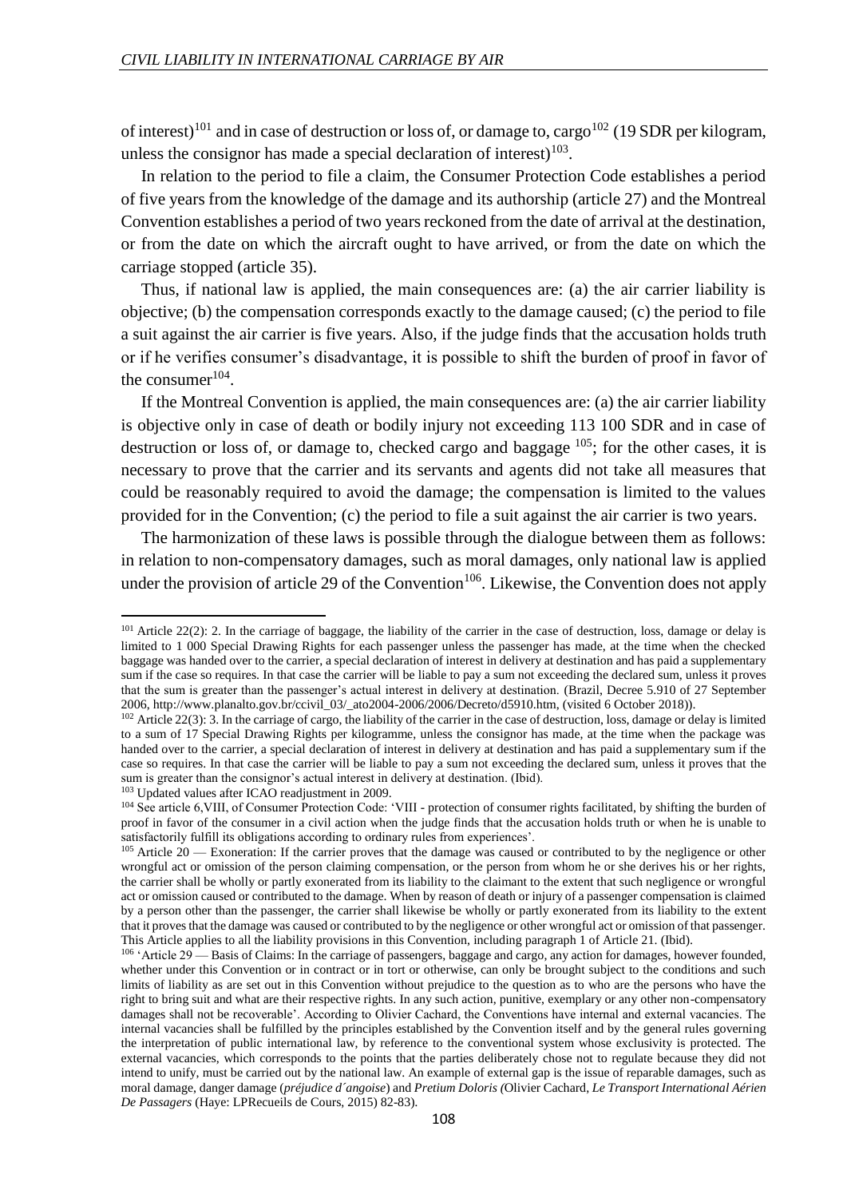of interest)[101] and in case of destruction or loss of, or damage to, cargo[102] (19 SDR per kilogram, unless the consignor has made a special declaration of interest)[103].

In relation to the period to file a claim, the Consumer Protection Code establishes a period of five years from the knowledge of the damage and its authorship (article 27) and the Montreal Convention establishes a period of two years reckoned from the date of arrival at the destination, or from the date on which the aircraft ought to have arrived, or from the date on which the carriage stopped (article 35).

Thus, if national law is applied, the main consequences are: (a) the air carrier liability is objective; (b) the compensation corresponds exactly to the damage caused; (c) the period to file a suit against the air carrier is five years. Also, if the judge finds that the accusation holds truth or if he verifies consumer's disadvantage, it is possible to shift the burden of proof in favor of the consumer[104].

If the Montreal Convention is applied, the main consequences are: (a) the air carrier liability is objective only in case of death or bodily injury not exceeding 113 100 SDR and in case of destruction or loss of, or damage to, checked cargo and baggage [105]; for the other cases, it is necessary to prove that the carrier and its servants and agents did not take all measures that could be reasonably required to avoid the damage; the compensation is limited to the values provided for in the Convention; (c) the period to file a suit against the air carrier is two years.

The harmonization of these laws is possible through the dialogue between them as follows: in relation to non-compensatory damages, such as moral damages, only national law is applied under the provision of article 29 of the Convention[106]. Likewise, the Convention does not apply

---

[101] Article 22(2): 2. In the carriage of baggage, the liability of the carrier in the case of destruction, loss, damage or delay is limited to 1 000 Special Drawing Rights for each passenger unless the passenger has made, at the time when the checked baggage was handed over to the carrier, a special declaration of interest in delivery at destination and has paid a supplementary sum if the case so requires. In that case the carrier will be liable to pay a sum not exceeding the declared sum, unless it proves that the sum is greater than the passenger's actual interest in delivery at destination. (Brazil, Decree 5.910 of 27 September 2006, http://www.planalto.gov.br/ccivil_03/_ato2004-2006/2006/Decreto/d5910.htm, (visited 6 October 2018)).

[102] Article 22(3): 3. In the carriage of cargo, the liability of the carrier in the case of destruction, loss, damage or delay is limited to a sum of 17 Special Drawing Rights per kilogramme, unless the consignor has made, at the time when the package was handed over to the carrier, a special declaration of interest in delivery at destination and has paid a supplementary sum if the case so requires. In that case the carrier will be liable to pay a sum not exceeding the declared sum, unless it proves that the sum is greater than the consignor's actual interest in delivery at destination. (Ibid).

[103] Updated values after ICAO readjustment in 2009.

[104] See article 6,VIII, of Consumer Protection Code: 'VIII - protection of consumer rights facilitated, by shifting the burden of proof in favor of the consumer in a civil action when the judge finds that the accusation holds truth or when he is unable to satisfactorily fulfill its obligations according to ordinary rules from experiences'.

[105] Article 20 — Exoneration: If the carrier proves that the damage was caused or contributed to by the negligence or other wrongful act or omission of the person claiming compensation, or the person from whom he or she derives his or her rights, the carrier shall be wholly or partly exonerated from its liability to the claimant to the extent that such negligence or wrongful act or omission caused or contributed to the damage. When by reason of death or injury of a passenger compensation is claimed by a person other than the passenger, the carrier shall likewise be wholly or partly exonerated from its liability to the extent that it proves that the damage was caused or contributed to by the negligence or other wrongful act or omission of that passenger. This Article applies to all the liability provisions in this Convention, including paragraph 1 of Article 21. (Ibid).

[106] 'Article 29 — Basis of Claims: In the carriage of passengers, baggage and cargo, any action for damages, however founded, whether under this Convention or in contract or in tort or otherwise, can only be brought subject to the conditions and such limits of liability as are set out in this Convention without prejudice to the question as to who are the persons who have the right to bring suit and what are their respective rights. In any such action, punitive, exemplary or any other non-compensatory damages shall not be recoverable'. According to Olivier Cachard, the Conventions have internal and external vacancies. The internal vacancies shall be fulfilled by the principles established by the Convention itself and by the general rules governing the interpretation of public international law, by reference to the conventional system whose exclusivity is protected. The external vacancies, which corresponds to the points that the parties deliberately chose not to regulate because they did not intend to unify, must be carried out by the national law. An example of external gap is the issue of reparable damages, such as moral damage, danger damage (*préjudice d´angoise*) and *Pretium Doloris (*Olivier Cachard, *Le Transport International Aérien De Passagers* (Haye: LPRecueils de Cours, 2015) 82-83).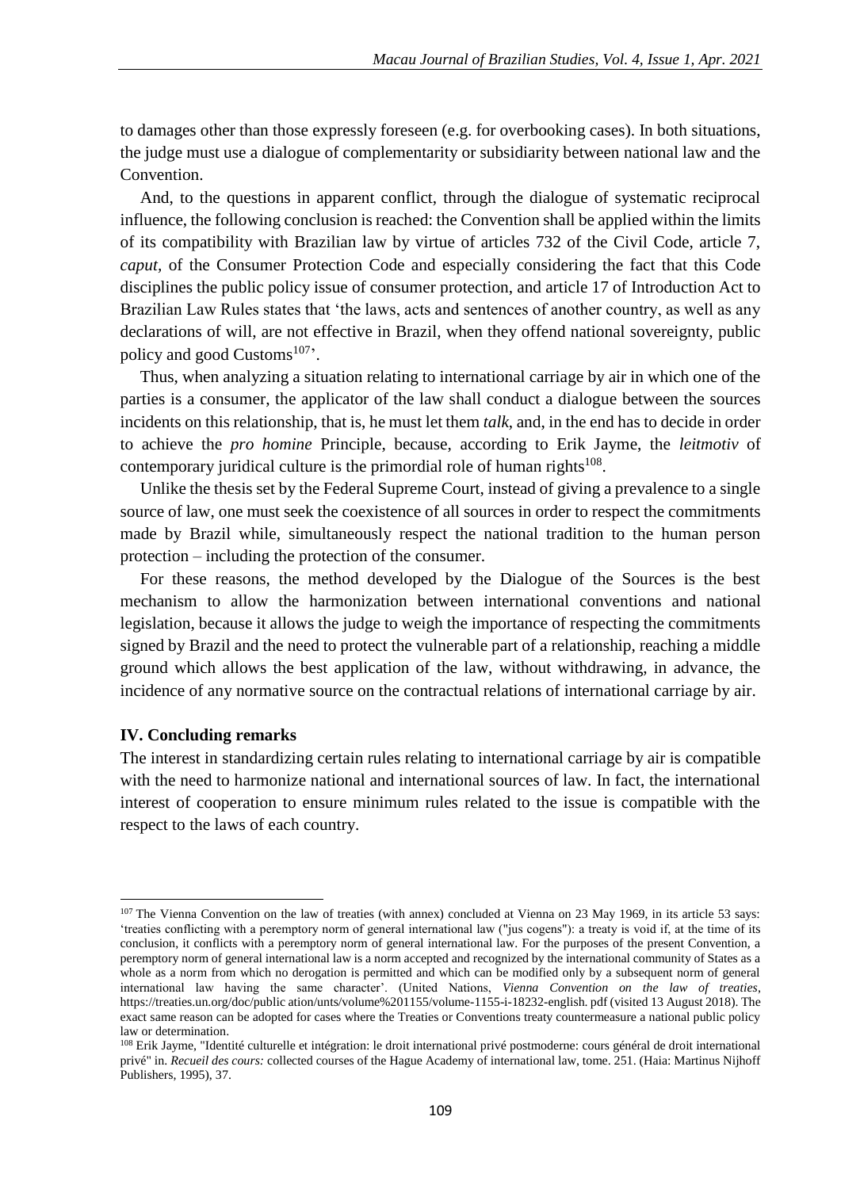to damages other than those expressly foreseen (e.g. for overbooking cases). In both situations, the judge must use a dialogue of complementarity or subsidiarity between national law and the Convention.

And, to the questions in apparent conflict, through the dialogue of systematic reciprocal influence, the following conclusion is reached: the Convention shall be applied within the limits of its compatibility with Brazilian law by virtue of articles 732 of the Civil Code, article 7, *caput,* of the Consumer Protection Code and especially considering the fact that this Code disciplines the public policy issue of consumer protection, and article 17 of Introduction Act to Brazilian Law Rules states that 'the laws, acts and sentences of another country, as well as any declarations of will, are not effective in Brazil, when they offend national sovereignty, public policy and good Customs[107]'.

Thus, when analyzing a situation relating to international carriage by air in which one of the parties is a consumer, the applicator of the law shall conduct a dialogue between the sources incidents on this relationship, that is, he must let them *talk*, and, in the end has to decide in order to achieve the *pro homine* Principle, because, according to Erik Jayme, the *leitmotiv* of contemporary juridical culture is the primordial role of human rights[108].

Unlike the thesis set by the Federal Supreme Court, instead of giving a prevalence to a single source of law, one must seek the coexistence of all sources in order to respect the commitments made by Brazil while, simultaneously respect the national tradition to the human person protection – including the protection of the consumer.

For these reasons, the method developed by the Dialogue of the Sources is the best mechanism to allow the harmonization between international conventions and national legislation, because it allows the judge to weigh the importance of respecting the commitments signed by Brazil and the need to protect the vulnerable part of a relationship, reaching a middle ground which allows the best application of the law, without withdrawing, in advance, the incidence of any normative source on the contractual relations of international carriage by air.

## IV. Concluding remarks

The interest in standardizing certain rules relating to international carriage by air is compatible with the need to harmonize national and international sources of law. In fact, the international interest of cooperation to ensure minimum rules related to the issue is compatible with the respect to the laws of each country.

---

[107] The Vienna Convention on the law of treaties (with annex) concluded at Vienna on 23 May 1969, in its article 53 says: 'treaties conflicting with a peremptory norm of general international law ("jus cogens"): a treaty is void if, at the time of its conclusion, it conflicts with a peremptory norm of general international law. For the purposes of the present Convention, a peremptory norm of general international law is a norm accepted and recognized by the international community of States as a whole as a norm from which no derogation is permitted and which can be modified only by a subsequent norm of general international law having the same character'. (United Nations, *Vienna Convention on the law of treaties*, https://treaties.un.org/doc/public ation/unts/volume%201155/volume-1155-i-18232-english. pdf (visited 13 August 2018). The exact same reason can be adopted for cases where the Treaties or Conventions treaty countermeasure a national public policy law or determination.

[108] Erik Jayme, "Identité culturelle et intégration: le droit international privé postmoderne: cours général de droit international privé" in. *Recueil des cours:* collected courses of the Hague Academy of international law, tome. 251. (Haia: Martinus Nijhoff Publishers, 1995), 37.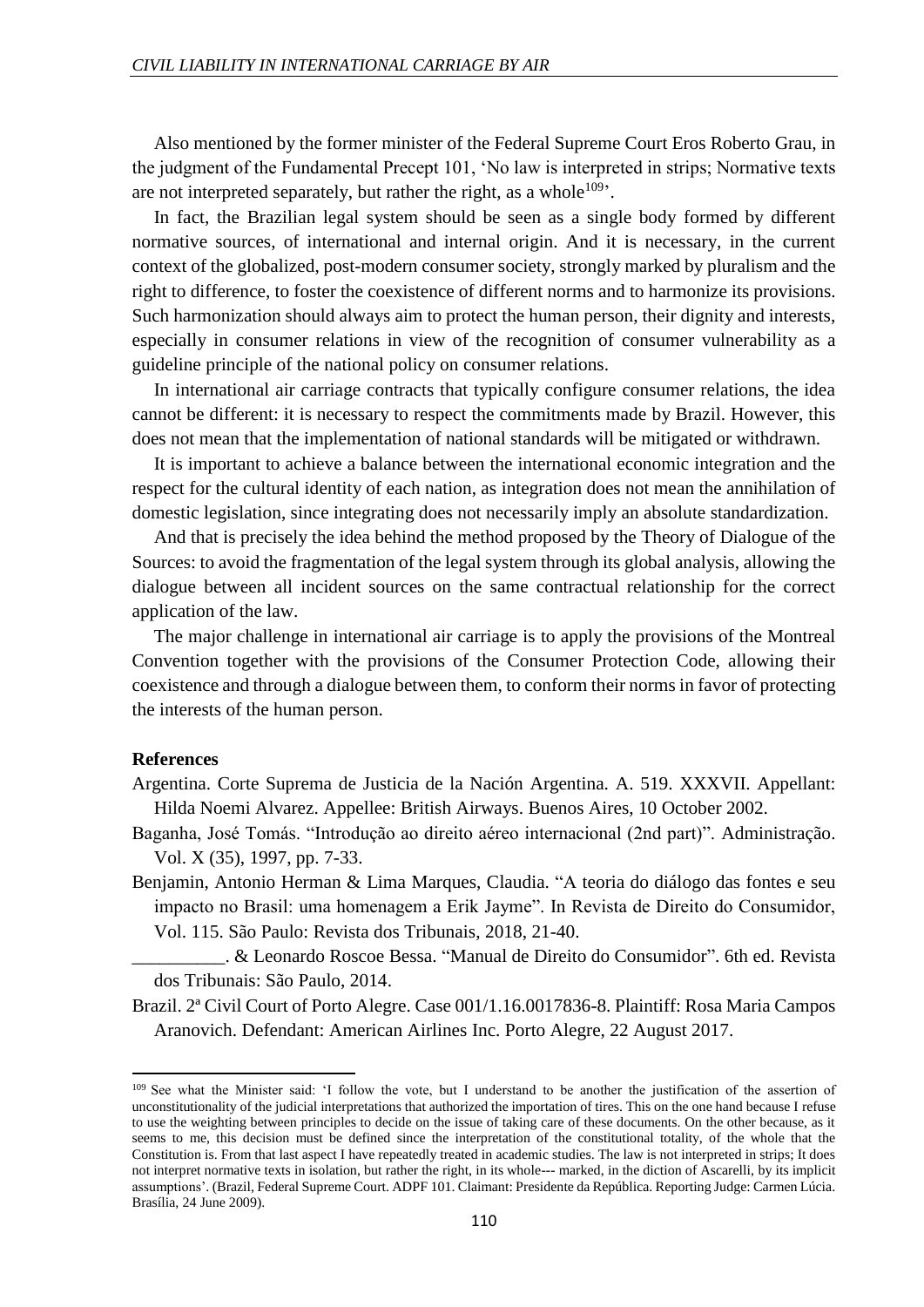Also mentioned by the former minister of the Federal Supreme Court Eros Roberto Grau, in the judgment of the Fundamental Precept 101, 'No law is interpreted in strips; Normative texts are not interpreted separately, but rather the right, as a whole[109]'.

In fact, the Brazilian legal system should be seen as a single body formed by different normative sources, of international and internal origin. And it is necessary, in the current context of the globalized, post-modern consumer society, strongly marked by pluralism and the right to difference, to foster the coexistence of different norms and to harmonize its provisions. Such harmonization should always aim to protect the human person, their dignity and interests, especially in consumer relations in view of the recognition of consumer vulnerability as a guideline principle of the national policy on consumer relations.

In international air carriage contracts that typically configure consumer relations, the idea cannot be different: it is necessary to respect the commitments made by Brazil. However, this does not mean that the implementation of national standards will be mitigated or withdrawn.

It is important to achieve a balance between the international economic integration and the respect for the cultural identity of each nation, as integration does not mean the annihilation of domestic legislation, since integrating does not necessarily imply an absolute standardization.

And that is precisely the idea behind the method proposed by the Theory of Dialogue of the Sources: to avoid the fragmentation of the legal system through its global analysis, allowing the dialogue between all incident sources on the same contractual relationship for the correct application of the law.

The major challenge in international air carriage is to apply the provisions of the Montreal Convention together with the provisions of the Consumer Protection Code, allowing their coexistence and through a dialogue between them, to conform their norms in favor of protecting the interests of the human person.

**References**

Argentina. Corte Suprema de Justicia de la Nación Argentina. A. 519. XXXVII. Appellant: Hilda Noemi Alvarez. Appellee: British Airways. Buenos Aires, 10 October 2002.

Baganha, José Tomás. "Introdução ao direito aéreo internacional (2nd part)". Administração. Vol. X (35), 1997, pp. 7-33.

Benjamin, Antonio Herman & Lima Marques, Claudia. "A teoria do diálogo das fontes e seu impacto no Brasil: uma homenagem a Erik Jayme". In Revista de Direito do Consumidor, Vol. 115. São Paulo: Revista dos Tribunais, 2018, 21-40.

__________. & Leonardo Roscoe Bessa. "Manual de Direito do Consumidor". 6th ed. Revista dos Tribunais: São Paulo, 2014.

Brazil. 2ª Civil Court of Porto Alegre. Case 001/1.16.0017836-8. Plaintiff: Rosa Maria Campos Aranovich. Defendant: American Airlines Inc. Porto Alegre, 22 August 2017.

---

[109] See what the Minister said: 'I follow the vote, but I understand to be another the justification of the assertion of unconstitutionality of the judicial interpretations that authorized the importation of tires. This on the one hand because I refuse to use the weighting between principles to decide on the issue of taking care of these documents. On the other because, as it seems to me, this decision must be defined since the interpretation of the constitutional totality, of the whole that the Constitution is. From that last aspect I have repeatedly treated in academic studies. The law is not interpreted in strips; It does not interpret normative texts in isolation, but rather the right, in its whole--- marked, in the diction of Ascarelli, by its implicit assumptions'. (Brazil, Federal Supreme Court. ADPF 101. Claimant: Presidente da República. Reporting Judge: Carmen Lúcia. Brasília, 24 June 2009).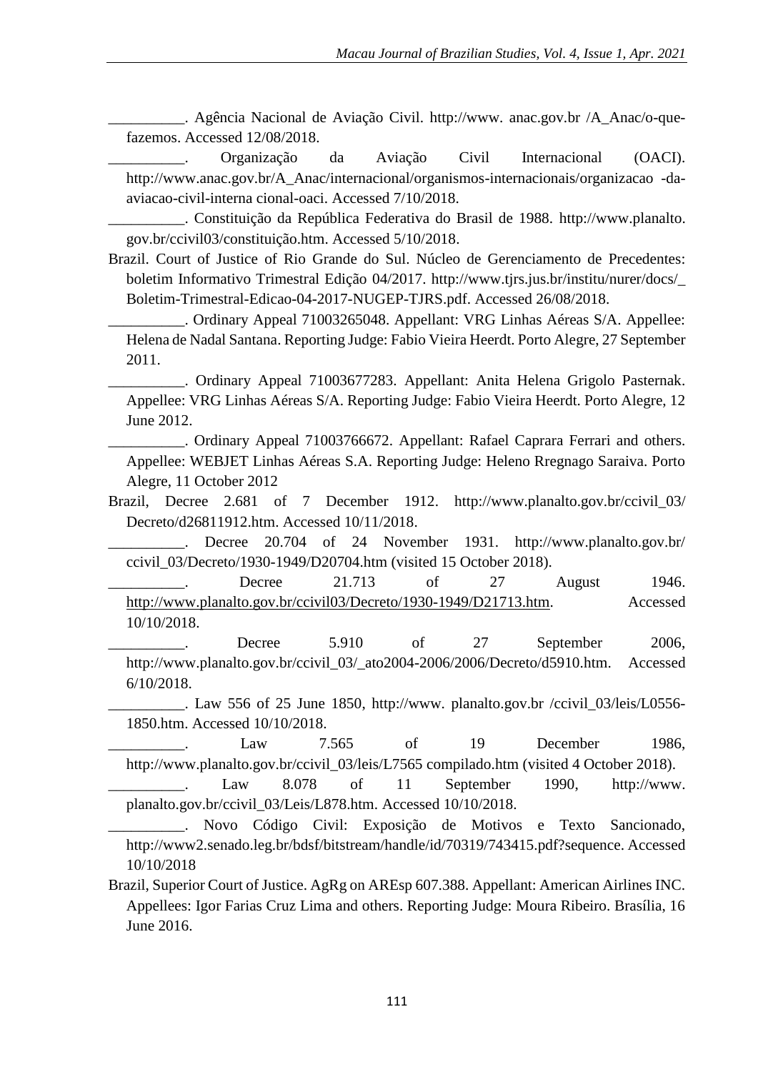__________. Agência Nacional de Aviação Civil. http://www. anac.gov.br /A_Anac/o-que-fazemos. Accessed 12/08/2018.

__________. Organização da Aviação Civil Internacional (OACI). http://www.anac.gov.br/A_Anac/internacional/organismos-internacionais/organizacao -da-aviacao-civil-interna cional-oaci. Accessed 7/10/2018.

__________. Constituição da República Federativa do Brasil de 1988. http://www.planalto. gov.br/ccivil03/constituição.htm. Accessed 5/10/2018.

Brazil. Court of Justice of Rio Grande do Sul. Núcleo de Gerenciamento de Precedentes: boletim Informativo Trimestral Edição 04/2017. http://www.tjrs.jus.br/institu/nurer/docs/_ Boletim-Trimestral-Edicao-04-2017-NUGEP-TJRS.pdf. Accessed 26/08/2018.

__________. Ordinary Appeal 71003265048. Appellant: VRG Linhas Aéreas S/A. Appellee: Helena de Nadal Santana. Reporting Judge: Fabio Vieira Heerdt. Porto Alegre, 27 September 2011.

__________. Ordinary Appeal 71003677283. Appellant: Anita Helena Grigolo Pasternak. Appellee: VRG Linhas Aéreas S/A. Reporting Judge: Fabio Vieira Heerdt. Porto Alegre, 12 June 2012.

__________. Ordinary Appeal 71003766672. Appellant: Rafael Caprara Ferrari and others. Appellee: WEBJET Linhas Aéreas S.A. Reporting Judge: Heleno Rregnago Saraiva. Porto Alegre, 11 October 2012

Brazil, Decree 2.681 of 7 December 1912. http://www.planalto.gov.br/ccivil_03/ Decreto/d26811912.htm. Accessed 10/11/2018.

__________. Decree 20.704 of 24 November 1931. http://www.planalto.gov.br/ ccivil_03/Decreto/1930-1949/D20704.htm (visited 15 October 2018).

__________. Decree 21.713 of 27 August 1946. http://www.planalto.gov.br/ccivil03/Decreto/1930-1949/D21713.htm. Accessed 10/10/2018.

__________. Decree 5.910 of 27 September 2006, http://www.planalto.gov.br/ccivil_03/_ato2004-2006/2006/Decreto/d5910.htm. Accessed 6/10/2018.

__________. Law 556 of 25 June 1850, http://www. planalto.gov.br /ccivil_03/leis/L0556-1850.htm. Accessed 10/10/2018.

__________. Law 7.565 of 19 December 1986, http://www.planalto.gov.br/ccivil_03/leis/L7565 compilado.htm (visited 4 October 2018).

__________. Law 8.078 of 11 September 1990, http://www. planalto.gov.br/ccivil_03/Leis/L878.htm. Accessed 10/10/2018.

__________. Novo Código Civil: Exposição de Motivos e Texto Sancionado, http://www2.senado.leg.br/bdsf/bitstream/handle/id/70319/743415.pdf?sequence. Accessed 10/10/2018

Brazil, Superior Court of Justice. AgRg on AREsp 607.388. Appellant: American Airlines INC. Appellees: Igor Farias Cruz Lima and others. Reporting Judge: Moura Ribeiro. Brasília, 16 June 2016.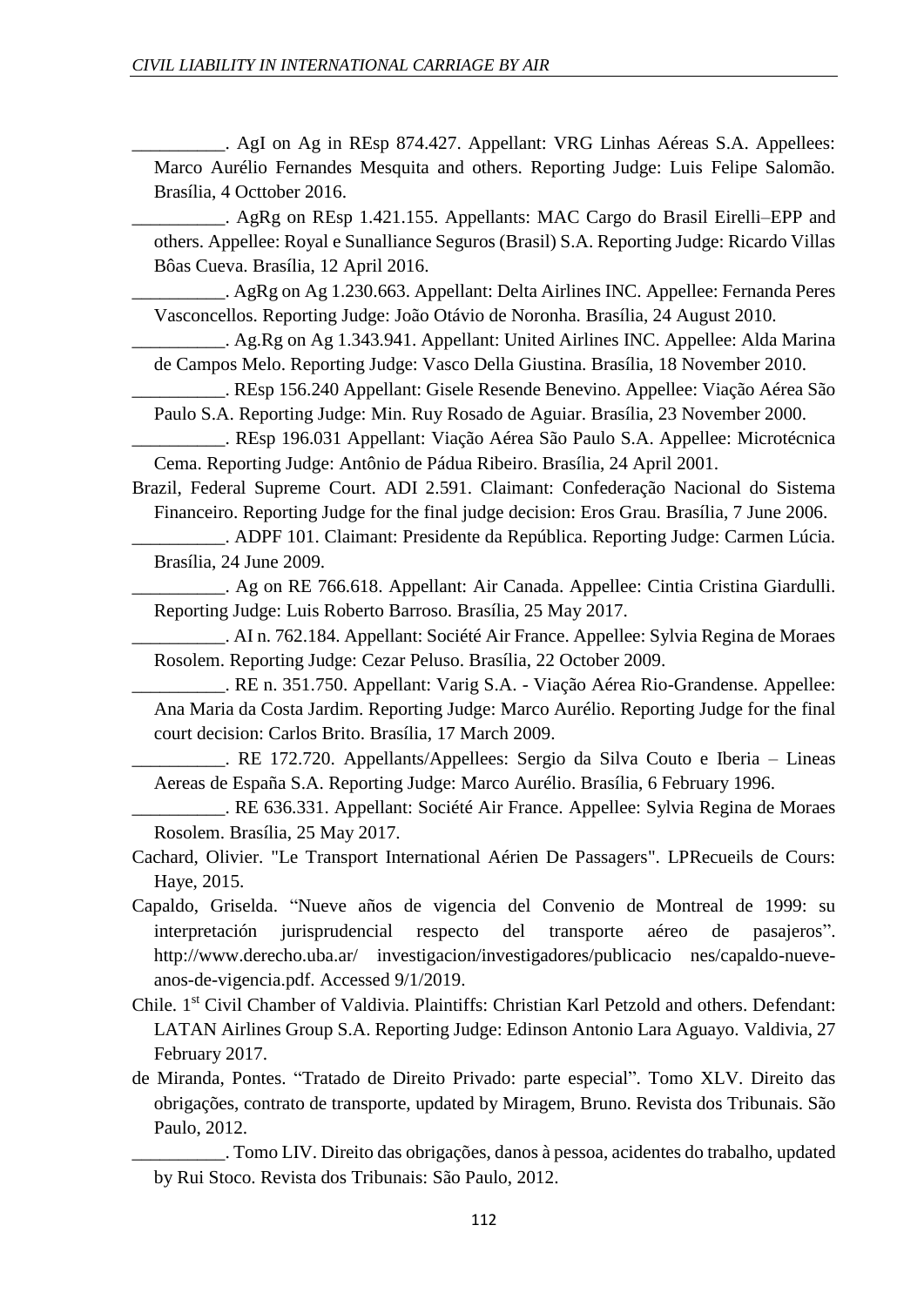__________. AgI on Ag in REsp 874.427. Appellant: VRG Linhas Aéreas S.A. Appellees: Marco Aurélio Fernandes Mesquita and others. Reporting Judge: Luis Felipe Salomão. Brasília, 4 Octtober 2016.

__________. AgRg on REsp 1.421.155. Appellants: MAC Cargo do Brasil Eirelli–EPP and others. Appellee: Royal e Sunalliance Seguros (Brasil) S.A. Reporting Judge: Ricardo Villas Bôas Cueva. Brasília, 12 April 2016.

__________. AgRg on Ag 1.230.663. Appellant: Delta Airlines INC. Appellee: Fernanda Peres Vasconcellos. Reporting Judge: João Otávio de Noronha. Brasília, 24 August 2010.

__________. Ag.Rg on Ag 1.343.941. Appellant: United Airlines INC. Appellee: Alda Marina de Campos Melo. Reporting Judge: Vasco Della Giustina. Brasília, 18 November 2010.

__________. REsp 156.240 Appellant: Gisele Resende Benevino. Appellee: Viação Aérea São Paulo S.A. Reporting Judge: Min. Ruy Rosado de Aguiar. Brasília, 23 November 2000.

__________. REsp 196.031 Appellant: Viação Aérea São Paulo S.A. Appellee: Microtécnica Cema. Reporting Judge: Antônio de Pádua Ribeiro. Brasília, 24 April 2001.

Brazil, Federal Supreme Court. ADI 2.591. Claimant: Confederação Nacional do Sistema Financeiro. Reporting Judge for the final judge decision: Eros Grau. Brasília, 7 June 2006.

__________. ADPF 101. Claimant: Presidente da República. Reporting Judge: Carmen Lúcia. Brasília, 24 June 2009.

__________. Ag on RE 766.618. Appellant: Air Canada. Appellee: Cintia Cristina Giardulli. Reporting Judge: Luis Roberto Barroso. Brasília, 25 May 2017.

__________. AI n. 762.184. Appellant: Société Air France. Appellee: Sylvia Regina de Moraes Rosolem. Reporting Judge: Cezar Peluso. Brasília, 22 October 2009.

__________. RE n. 351.750. Appellant: Varig S.A. - Viação Aérea Rio-Grandense. Appellee: Ana Maria da Costa Jardim. Reporting Judge: Marco Aurélio. Reporting Judge for the final court decision: Carlos Brito. Brasília, 17 March 2009.

__________. RE 172.720. Appellants/Appellees: Sergio da Silva Couto e Iberia – Lineas Aereas de España S.A. Reporting Judge: Marco Aurélio. Brasília, 6 February 1996.

__________. RE 636.331. Appellant: Société Air France. Appellee: Sylvia Regina de Moraes Rosolem. Brasília, 25 May 2017.

Cachard, Olivier. "Le Transport International Aérien De Passagers". LPRecueils de Cours: Haye, 2015.

Capaldo, Griselda. "Nueve años de vigencia del Convenio de Montreal de 1999: su interpretación jurisprudencial respecto del transporte aéreo de pasajeros". http://www.derecho.uba.ar/ investigacion/investigadores/publicacio nes/capaldo-nueve-anos-de-vigencia.pdf. Accessed 9/1/2019.

Chile. 1st Civil Chamber of Valdivia. Plaintiffs: Christian Karl Petzold and others. Defendant: LATAN Airlines Group S.A. Reporting Judge: Edinson Antonio Lara Aguayo. Valdivia, 27 February 2017.

de Miranda, Pontes. "Tratado de Direito Privado: parte especial". Tomo XLV. Direito das obrigações, contrato de transporte, updated by Miragem, Bruno. Revista dos Tribunais. São Paulo, 2012.

__________. Tomo LIV. Direito das obrigações, danos à pessoa, acidentes do trabalho, updated by Rui Stoco. Revista dos Tribunais: São Paulo, 2012.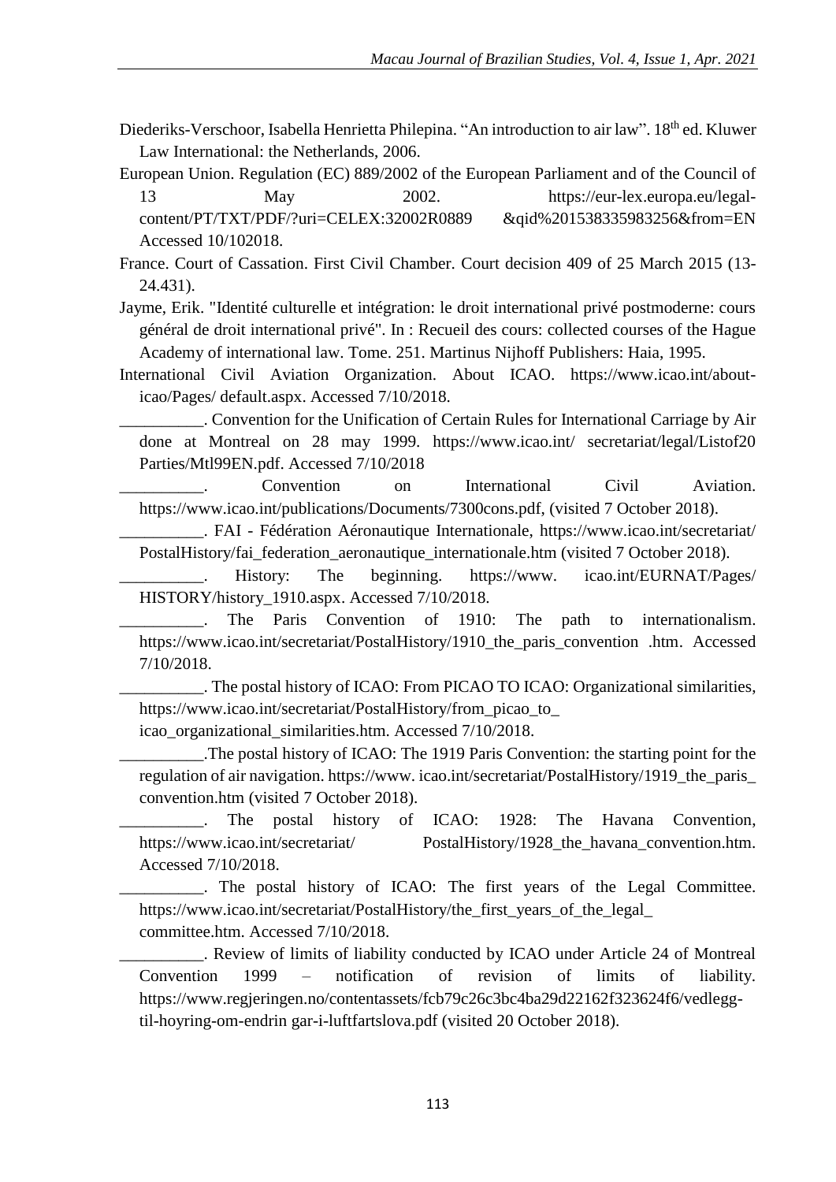Diederiks-Verschoor, Isabella Henrietta Philepina. "An introduction to air law". 18th ed. Kluwer Law International: the Netherlands, 2006.

European Union. Regulation (EC) 889/2002 of the European Parliament and of the Council of 13 May 2002. https://eur-lex.europa.eu/legal-content/PT/TXT/PDF/?uri=CELEX:32002R0889 &qid%201538335983256&from=EN Accessed 10/102018.

France. Court of Cassation. First Civil Chamber. Court decision 409 of 25 March 2015 (13-24.431).

Jayme, Erik. "Identité culturelle et intégration: le droit international privé postmoderne: cours général de droit international privé". In : Recueil des cours: collected courses of the Hague Academy of international law. Tome. 251. Martinus Nijhoff Publishers: Haia, 1995.

International Civil Aviation Organization. About ICAO. https://www.icao.int/about-icao/Pages/ default.aspx. Accessed 7/10/2018.

__________. Convention for the Unification of Certain Rules for International Carriage by Air done at Montreal on 28 may 1999. https://www.icao.int/ secretariat/legal/Listof20 Parties/Mtl99EN.pdf. Accessed 7/10/2018

__________. Convention on International Civil Aviation. https://www.icao.int/publications/Documents/7300cons.pdf, (visited 7 October 2018).

__________. FAI - Fédération Aéronautique Internationale, https://www.icao.int/secretariat/ PostalHistory/fai_federation_aeronautique_internationale.htm (visited 7 October 2018).

__________. History: The beginning. https://www. icao.int/EURNAT/Pages/ HISTORY/history_1910.aspx. Accessed 7/10/2018.

__________. The Paris Convention of 1910: The path to internationalism. https://www.icao.int/secretariat/PostalHistory/1910_the_paris_convention .htm. Accessed 7/10/2018.

__________. The postal history of ICAO: From PICAO TO ICAO: Organizational similarities, https://www.icao.int/secretariat/PostalHistory/from_picao_to_ icao_organizational_similarities.htm. Accessed 7/10/2018.

__________.The postal history of ICAO: The 1919 Paris Convention: the starting point for the regulation of air navigation. https://www. icao.int/secretariat/PostalHistory/1919_the_paris_ convention.htm (visited 7 October 2018).

__________. The postal history of ICAO: 1928: The Havana Convention, https://www.icao.int/secretariat/ PostalHistory/1928_the_havana_convention.htm. Accessed 7/10/2018.

__________. The postal history of ICAO: The first years of the Legal Committee. https://www.icao.int/secretariat/PostalHistory/the_first_years_of_the_legal_ committee.htm. Accessed 7/10/2018.

__________. Review of limits of liability conducted by ICAO under Article 24 of Montreal Convention 1999 – notification of revision of limits of liability. https://www.regjeringen.no/contentassets/fcb79c26c3bc4ba29d22162f323624f6/vedlegg-til-hoyring-om-endrin gar-i-luftfartslova.pdf (visited 20 October 2018).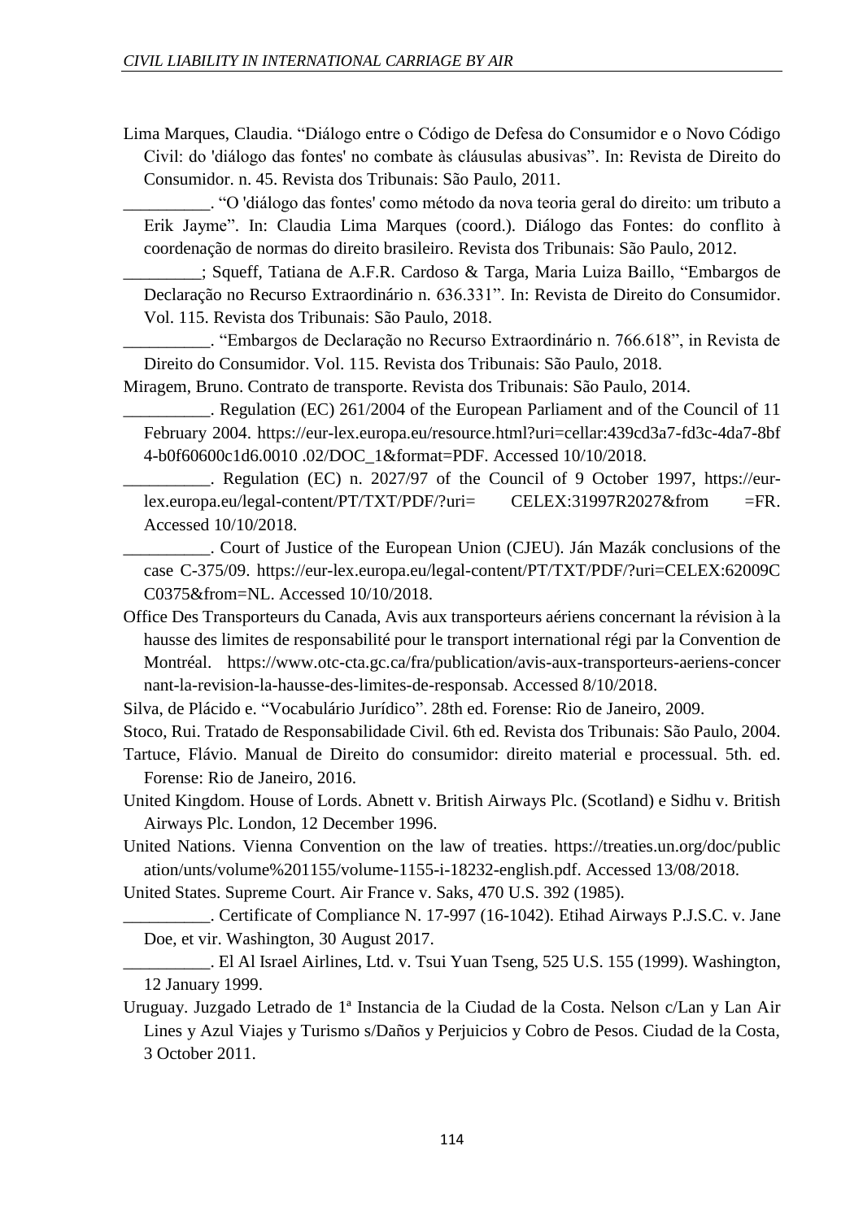Lima Marques, Claudia. "Diálogo entre o Código de Defesa do Consumidor e o Novo Código Civil: do 'diálogo das fontes' no combate às cláusulas abusivas". In: Revista de Direito do Consumidor. n. 45. Revista dos Tribunais: São Paulo, 2011.

__________. "O 'diálogo das fontes' como método da nova teoria geral do direito: um tributo a Erik Jayme". In: Claudia Lima Marques (coord.). Diálogo das Fontes: do conflito à coordenação de normas do direito brasileiro. Revista dos Tribunais: São Paulo, 2012.

_________; Squeff, Tatiana de A.F.R. Cardoso & Targa, Maria Luiza Baillo, "Embargos de Declaração no Recurso Extraordinário n. 636.331". In: Revista de Direito do Consumidor. Vol. 115. Revista dos Tribunais: São Paulo, 2018.

__________. "Embargos de Declaração no Recurso Extraordinário n. 766.618", in Revista de Direito do Consumidor. Vol. 115. Revista dos Tribunais: São Paulo, 2018.

Miragem, Bruno. Contrato de transporte. Revista dos Tribunais: São Paulo, 2014.

__________. Regulation (EC) 261/2004 of the European Parliament and of the Council of 11 February 2004. https://eur-lex.europa.eu/resource.html?uri=cellar:439cd3a7-fd3c-4da7-8bf4-b0f60600c1d6.0010 .02/DOC_1&format=PDF. Accessed 10/10/2018.

__________. Regulation (EC) n. 2027/97 of the Council of 9 October 1997, https://eur-lex.europa.eu/legal-content/PT/TXT/PDF/?uri= CELEX:31997R2027&from =FR. Accessed 10/10/2018.

__________. Court of Justice of the European Union (CJEU). Ján Mazák conclusions of the case C-375/09. https://eur-lex.europa.eu/legal-content/PT/TXT/PDF/?uri=CELEX:62009CC0375&from=NL. Accessed 10/10/2018.

Office Des Transporteurs du Canada, Avis aux transporteurs aériens concernant la révision à la hausse des limites de responsabilité pour le transport international régi par la Convention de Montréal. https://www.otc-cta.gc.ca/fra/publication/avis-aux-transporteurs-aeriens-concernant-la-revision-la-hausse-des-limites-de-responsab. Accessed 8/10/2018.

Silva, de Plácido e. "Vocabulário Jurídico". 28th ed. Forense: Rio de Janeiro, 2009.

Stoco, Rui. Tratado de Responsabilidade Civil. 6th ed. Revista dos Tribunais: São Paulo, 2004.

Tartuce, Flávio. Manual de Direito do consumidor: direito material e processual. 5th. ed. Forense: Rio de Janeiro, 2016.

United Kingdom. House of Lords. Abnett v. British Airways Plc. (Scotland) e Sidhu v. British Airways Plc. London, 12 December 1996.

United Nations. Vienna Convention on the law of treaties. https://treaties.un.org/doc/publication/unts/volume%201155/volume-1155-i-18232-english.pdf. Accessed 13/08/2018.

United States. Supreme Court. Air France v. Saks, 470 U.S. 392 (1985).

__________. Certificate of Compliance N. 17-997 (16-1042). Etihad Airways P.J.S.C. v. Jane Doe, et vir. Washington, 30 August 2017.

__________. El Al Israel Airlines, Ltd. v. Tsui Yuan Tseng, 525 U.S. 155 (1999). Washington, 12 January 1999.

Uruguay. Juzgado Letrado de 1ª Instancia de la Ciudad de la Costa. Nelson c/Lan y Lan Air Lines y Azul Viajes y Turismo s/Daños y Perjuicios y Cobro de Pesos. Ciudad de la Costa, 3 October 2011.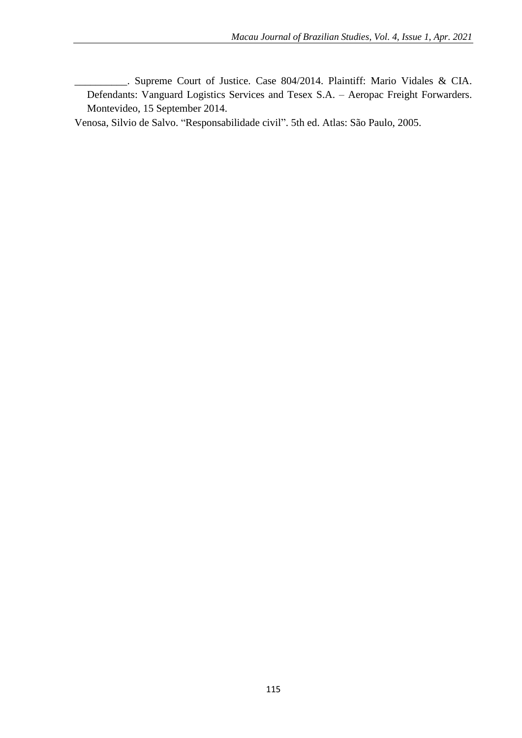__________. Supreme Court of Justice. Case 804/2014. Plaintiff: Mario Vidales & CIA. Defendants: Vanguard Logistics Services and Tesex S.A. – Aeropac Freight Forwarders. Montevideo, 15 September 2014.

Venosa, Silvio de Salvo. “Responsabilidade civil”. 5th ed. Atlas: São Paulo, 2005.